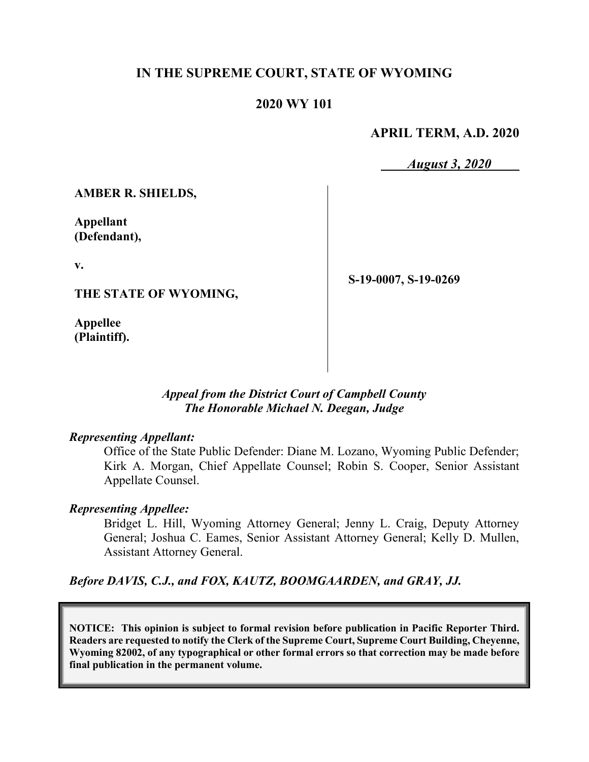# IN THE SUPREME COURT, STATE OF WYOMING

## 2020 WY 101

**APRIL TERM, A.D. 2020**

***August 3, 2020***

| | |
|---|---|
| **AMBER R. SHIELDS,**<br><br>**Appellant (Defendant),**<br><br>**v.**<br><br>**THE STATE OF WYOMING,**<br><br>**Appellee (Plaintiff).** | **S-19-0007, S-19-0269** |

*Appeal from the District Court of Campbell County*
*The Honorable Michael N. Deegan, Judge*

***Representing Appellant:***

Office of the State Public Defender: Diane M. Lozano, Wyoming Public Defender; Kirk A. Morgan, Chief Appellate Counsel; Robin S. Cooper, Senior Assistant Appellate Counsel.

***Representing Appellee:***

Bridget L. Hill, Wyoming Attorney General; Jenny L. Craig, Deputy Attorney General; Joshua C. Eames, Senior Assistant Attorney General; Kelly D. Mullen, Assistant Attorney General.

***Before DAVIS, C.J., and FOX, KAUTZ, BOOMGAARDEN, and GRAY, JJ.***

**NOTICE: This opinion is subject to formal revision before publication in Pacific Reporter Third. Readers are requested to notify the Clerk of the Supreme Court, Supreme Court Building, Cheyenne, Wyoming 82002, of any typographical or other formal errors so that correction may be made before final publication in the permanent volume.**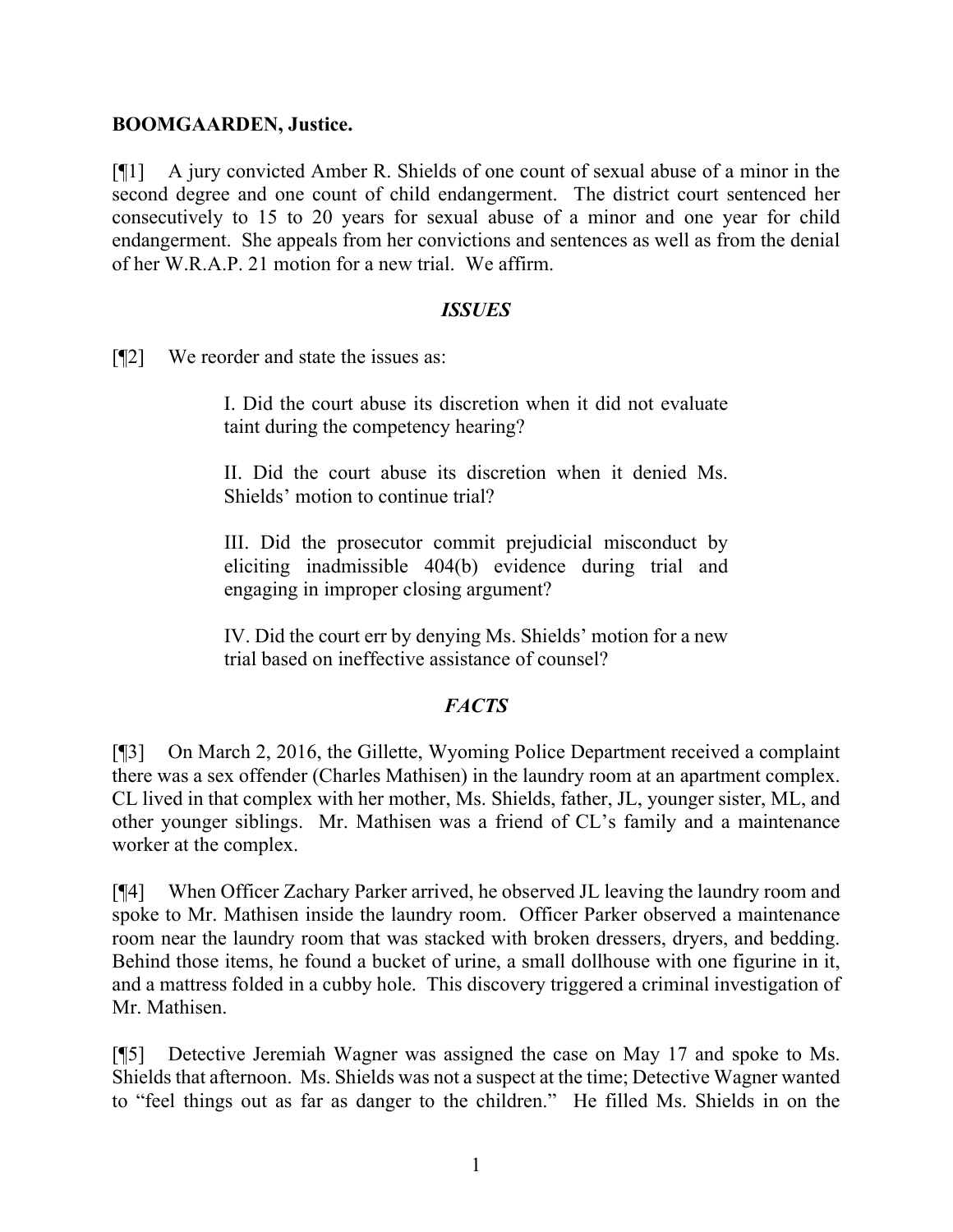**BOOMGAARDEN, Justice.**

[¶1] A jury convicted Amber R. Shields of one count of sexual abuse of a minor in the second degree and one count of child endangerment. The district court sentenced her consecutively to 15 to 20 years for sexual abuse of a minor and one year for child endangerment. She appeals from her convictions and sentences as well as from the denial of her W.R.A.P. 21 motion for a new trial. We affirm.

### *ISSUES*

[¶2] We reorder and state the issues as:

> I. Did the court abuse its discretion when it did not evaluate taint during the competency hearing?
>
> II. Did the court abuse its discretion when it denied Ms. Shields' motion to continue trial?
>
> III. Did the prosecutor commit prejudicial misconduct by eliciting inadmissible 404(b) evidence during trial and engaging in improper closing argument?
>
> IV. Did the court err by denying Ms. Shields' motion for a new trial based on ineffective assistance of counsel?

### *FACTS*

[¶3] On March 2, 2016, the Gillette, Wyoming Police Department received a complaint there was a sex offender (Charles Mathisen) in the laundry room at an apartment complex. CL lived in that complex with her mother, Ms. Shields, father, JL, younger sister, ML, and other younger siblings. Mr. Mathisen was a friend of CL's family and a maintenance worker at the complex.

[¶4] When Officer Zachary Parker arrived, he observed JL leaving the laundry room and spoke to Mr. Mathisen inside the laundry room. Officer Parker observed a maintenance room near the laundry room that was stacked with broken dressers, dryers, and bedding. Behind those items, he found a bucket of urine, a small dollhouse with one figurine in it, and a mattress folded in a cubby hole. This discovery triggered a criminal investigation of Mr. Mathisen.

[¶5] Detective Jeremiah Wagner was assigned the case on May 17 and spoke to Ms. Shields that afternoon. Ms. Shields was not a suspect at the time; Detective Wagner wanted to "feel things out as far as danger to the children." He filled Ms. Shields in on the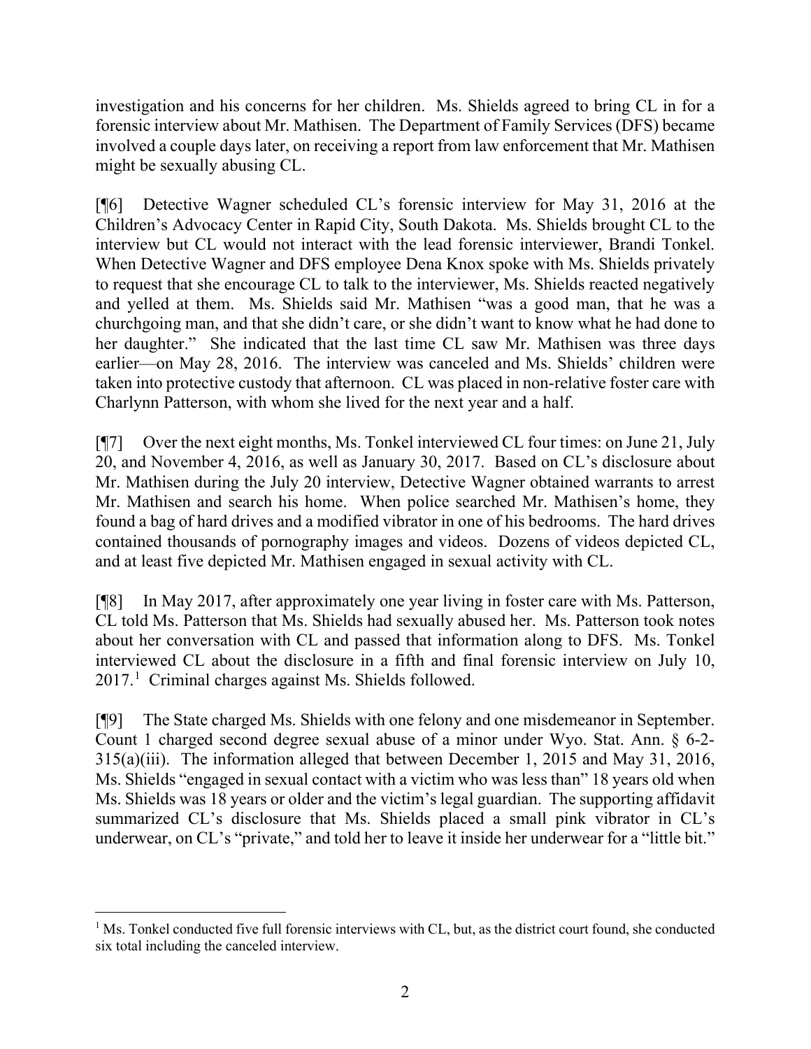investigation and his concerns for her children. Ms. Shields agreed to bring CL in for a forensic interview about Mr. Mathisen. The Department of Family Services (DFS) became involved a couple days later, on receiving a report from law enforcement that Mr. Mathisen might be sexually abusing CL.

[¶6] Detective Wagner scheduled CL's forensic interview for May 31, 2016 at the Children's Advocacy Center in Rapid City, South Dakota. Ms. Shields brought CL to the interview but CL would not interact with the lead forensic interviewer, Brandi Tonkel. When Detective Wagner and DFS employee Dena Knox spoke with Ms. Shields privately to request that she encourage CL to talk to the interviewer, Ms. Shields reacted negatively and yelled at them. Ms. Shields said Mr. Mathisen "was a good man, that he was a churchgoing man, and that she didn't care, or she didn't want to know what he had done to her daughter." She indicated that the last time CL saw Mr. Mathisen was three days earlier—on May 28, 2016. The interview was canceled and Ms. Shields' children were taken into protective custody that afternoon. CL was placed in non-relative foster care with Charlynn Patterson, with whom she lived for the next year and a half.

[¶7] Over the next eight months, Ms. Tonkel interviewed CL four times: on June 21, July 20, and November 4, 2016, as well as January 30, 2017. Based on CL's disclosure about Mr. Mathisen during the July 20 interview, Detective Wagner obtained warrants to arrest Mr. Mathisen and search his home. When police searched Mr. Mathisen's home, they found a bag of hard drives and a modified vibrator in one of his bedrooms. The hard drives contained thousands of pornography images and videos. Dozens of videos depicted CL, and at least five depicted Mr. Mathisen engaged in sexual activity with CL.

[¶8] In May 2017, after approximately one year living in foster care with Ms. Patterson, CL told Ms. Patterson that Ms. Shields had sexually abused her. Ms. Patterson took notes about her conversation with CL and passed that information along to DFS. Ms. Tonkel interviewed CL about the disclosure in a fifth and final forensic interview on July 10, 2017.[1] Criminal charges against Ms. Shields followed.

[¶9] The State charged Ms. Shields with one felony and one misdemeanor in September. Count 1 charged second degree sexual abuse of a minor under Wyo. Stat. Ann. § 6-2-315(a)(iii). The information alleged that between December 1, 2015 and May 31, 2016, Ms. Shields "engaged in sexual contact with a victim who was less than" 18 years old when Ms. Shields was 18 years or older and the victim's legal guardian. The supporting affidavit summarized CL's disclosure that Ms. Shields placed a small pink vibrator in CL's underwear, on CL's "private," and told her to leave it inside her underwear for a "little bit."

---

[1] Ms. Tonkel conducted five full forensic interviews with CL, but, as the district court found, she conducted six total including the canceled interview.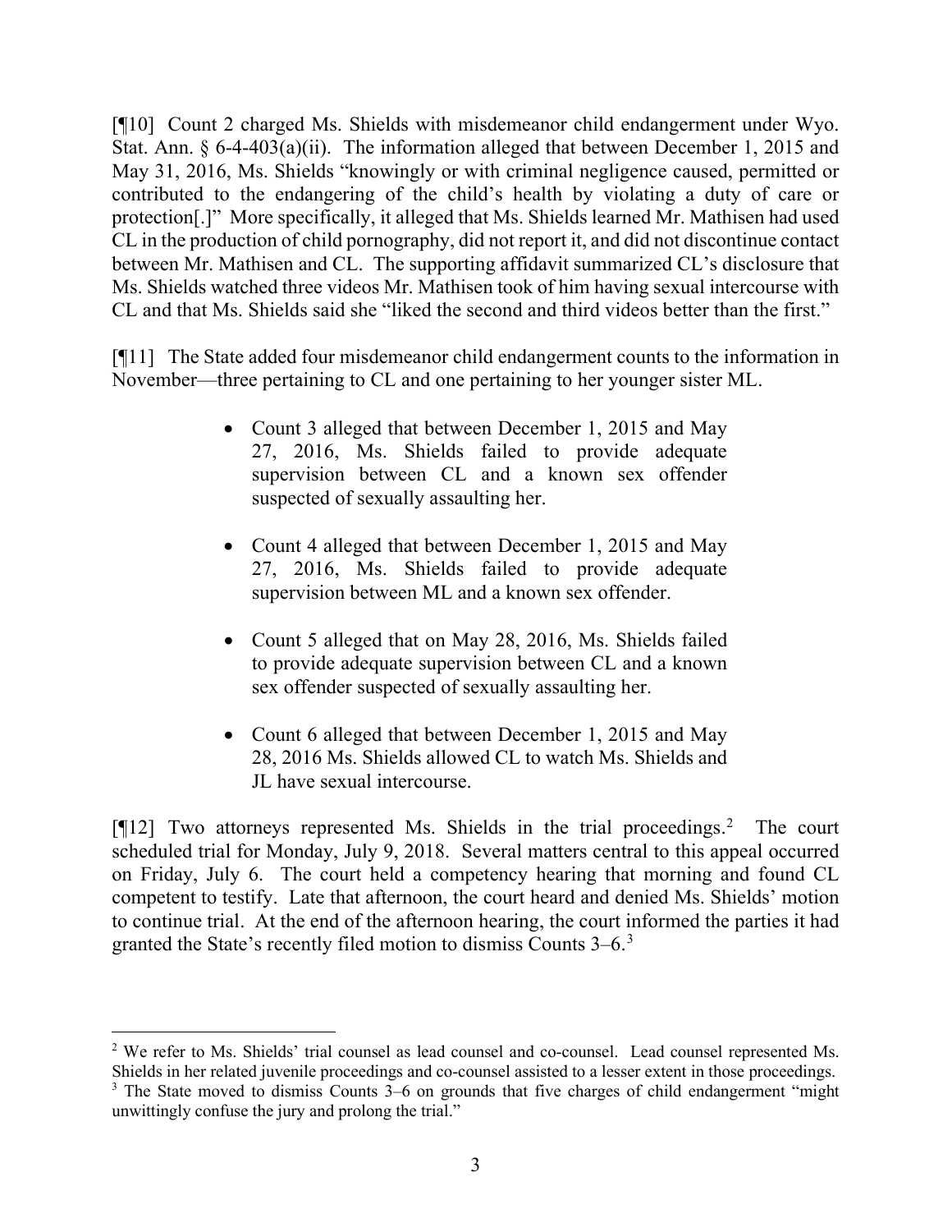[¶10] Count 2 charged Ms. Shields with misdemeanor child endangerment under Wyo. Stat. Ann. § 6-4-403(a)(ii). The information alleged that between December 1, 2015 and May 31, 2016, Ms. Shields "knowingly or with criminal negligence caused, permitted or contributed to the endangering of the child's health by violating a duty of care or protection[.]" More specifically, it alleged that Ms. Shields learned Mr. Mathisen had used CL in the production of child pornography, did not report it, and did not discontinue contact between Mr. Mathisen and CL. The supporting affidavit summarized CL's disclosure that Ms. Shields watched three videos Mr. Mathisen took of him having sexual intercourse with CL and that Ms. Shields said she "liked the second and third videos better than the first."

[¶11] The State added four misdemeanor child endangerment counts to the information in November—three pertaining to CL and one pertaining to her younger sister ML.

- Count 3 alleged that between December 1, 2015 and May 27, 2016, Ms. Shields failed to provide adequate supervision between CL and a known sex offender suspected of sexually assaulting her.
- Count 4 alleged that between December 1, 2015 and May 27, 2016, Ms. Shields failed to provide adequate supervision between ML and a known sex offender.
- Count 5 alleged that on May 28, 2016, Ms. Shields failed to provide adequate supervision between CL and a known sex offender suspected of sexually assaulting her.
- Count 6 alleged that between December 1, 2015 and May 28, 2016 Ms. Shields allowed CL to watch Ms. Shields and JL have sexual intercourse.

[¶12] Two attorneys represented Ms. Shields in the trial proceedings.[2] The court scheduled trial for Monday, July 9, 2018. Several matters central to this appeal occurred on Friday, July 6. The court held a competency hearing that morning and found CL competent to testify. Late that afternoon, the court heard and denied Ms. Shields' motion to continue trial. At the end of the afternoon hearing, the court informed the parties it had granted the State's recently filed motion to dismiss Counts 3–6.[3]

---

[2] We refer to Ms. Shields' trial counsel as lead counsel and co-counsel. Lead counsel represented Ms. Shields in her related juvenile proceedings and co-counsel assisted to a lesser extent in those proceedings.

[3] The State moved to dismiss Counts 3–6 on grounds that five charges of child endangerment "might unwittingly confuse the jury and prolong the trial."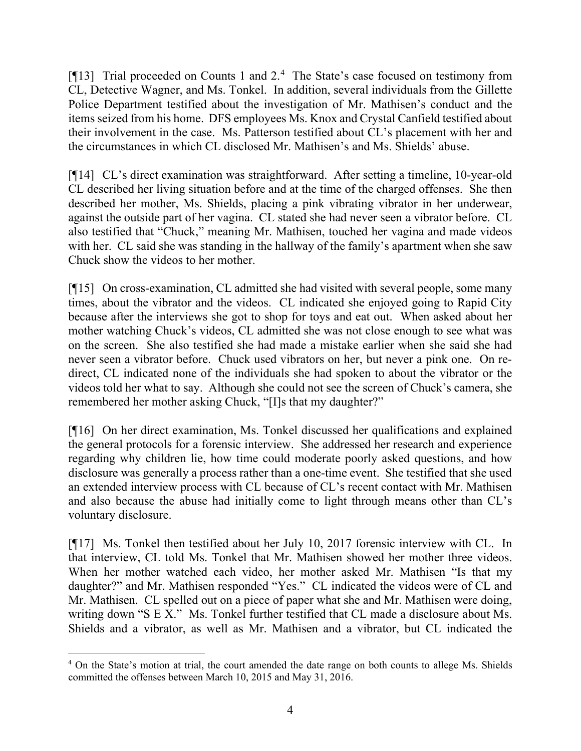[¶13] Trial proceeded on Counts 1 and 2.[4] The State's case focused on testimony from CL, Detective Wagner, and Ms. Tonkel. In addition, several individuals from the Gillette Police Department testified about the investigation of Mr. Mathisen's conduct and the items seized from his home. DFS employees Ms. Knox and Crystal Canfield testified about their involvement in the case. Ms. Patterson testified about CL's placement with her and the circumstances in which CL disclosed Mr. Mathisen's and Ms. Shields' abuse.

[¶14] CL's direct examination was straightforward. After setting a timeline, 10-year-old CL described her living situation before and at the time of the charged offenses. She then described her mother, Ms. Shields, placing a pink vibrating vibrator in her underwear, against the outside part of her vagina. CL stated she had never seen a vibrator before. CL also testified that "Chuck," meaning Mr. Mathisen, touched her vagina and made videos with her. CL said she was standing in the hallway of the family's apartment when she saw Chuck show the videos to her mother.

[¶15] On cross-examination, CL admitted she had visited with several people, some many times, about the vibrator and the videos. CL indicated she enjoyed going to Rapid City because after the interviews she got to shop for toys and eat out. When asked about her mother watching Chuck's videos, CL admitted she was not close enough to see what was on the screen. She also testified she had made a mistake earlier when she said she had never seen a vibrator before. Chuck used vibrators on her, but never a pink one. On re-direct, CL indicated none of the individuals she had spoken to about the vibrator or the videos told her what to say. Although she could not see the screen of Chuck's camera, she remembered her mother asking Chuck, "[I]s that my daughter?"

[¶16] On her direct examination, Ms. Tonkel discussed her qualifications and explained the general protocols for a forensic interview. She addressed her research and experience regarding why children lie, how time could moderate poorly asked questions, and how disclosure was generally a process rather than a one-time event. She testified that she used an extended interview process with CL because of CL's recent contact with Mr. Mathisen and also because the abuse had initially come to light through means other than CL's voluntary disclosure.

[¶17] Ms. Tonkel then testified about her July 10, 2017 forensic interview with CL. In that interview, CL told Ms. Tonkel that Mr. Mathisen showed her mother three videos. When her mother watched each video, her mother asked Mr. Mathisen "Is that my daughter?" and Mr. Mathisen responded "Yes." CL indicated the videos were of CL and Mr. Mathisen. CL spelled out on a piece of paper what she and Mr. Mathisen were doing, writing down "S E X." Ms. Tonkel further testified that CL made a disclosure about Ms. Shields and a vibrator, as well as Mr. Mathisen and a vibrator, but CL indicated the

---

[4] On the State's motion at trial, the court amended the date range on both counts to allege Ms. Shields committed the offenses between March 10, 2015 and May 31, 2016.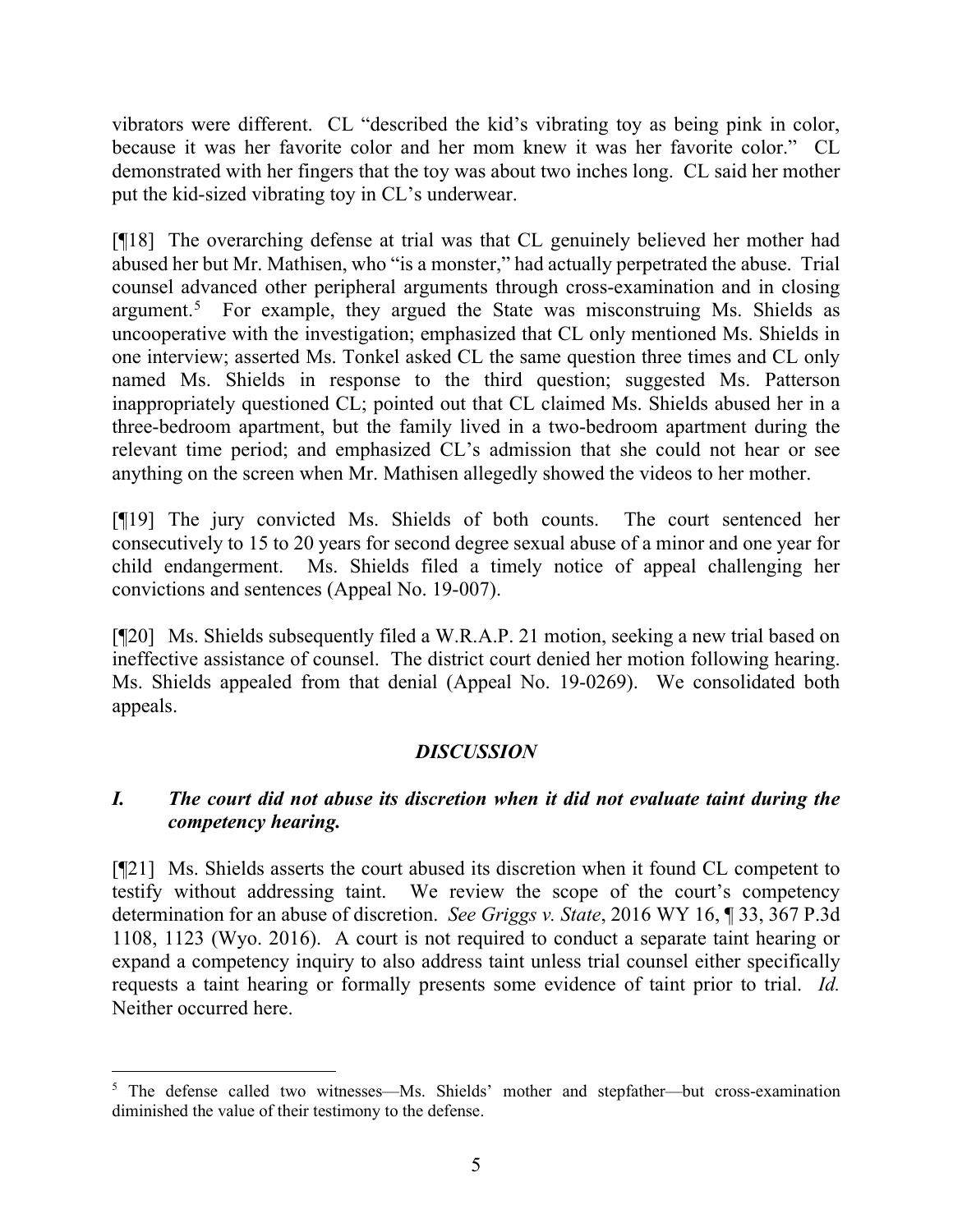vibrators were different. CL "described the kid's vibrating toy as being pink in color, because it was her favorite color and her mom knew it was her favorite color." CL demonstrated with her fingers that the toy was about two inches long. CL said her mother put the kid-sized vibrating toy in CL's underwear.

[¶18] The overarching defense at trial was that CL genuinely believed her mother had abused her but Mr. Mathisen, who "is a monster," had actually perpetrated the abuse. Trial counsel advanced other peripheral arguments through cross-examination and in closing argument.[5] For example, they argued the State was misconstruing Ms. Shields as uncooperative with the investigation; emphasized that CL only mentioned Ms. Shields in one interview; asserted Ms. Tonkel asked CL the same question three times and CL only named Ms. Shields in response to the third question; suggested Ms. Patterson inappropriately questioned CL; pointed out that CL claimed Ms. Shields abused her in a three-bedroom apartment, but the family lived in a two-bedroom apartment during the relevant time period; and emphasized CL's admission that she could not hear or see anything on the screen when Mr. Mathisen allegedly showed the videos to her mother.

[¶19] The jury convicted Ms. Shields of both counts. The court sentenced her consecutively to 15 to 20 years for second degree sexual abuse of a minor and one year for child endangerment. Ms. Shields filed a timely notice of appeal challenging her convictions and sentences (Appeal No. 19-007).

[¶20] Ms. Shields subsequently filed a W.R.A.P. 21 motion, seeking a new trial based on ineffective assistance of counsel. The district court denied her motion following hearing. Ms. Shields appealed from that denial (Appeal No. 19-0269). We consolidated both appeals.

## *DISCUSSION*

### *I. The court did not abuse its discretion when it did not evaluate taint during the competency hearing.*

[¶21] Ms. Shields asserts the court abused its discretion when it found CL competent to testify without addressing taint. We review the scope of the court's competency determination for an abuse of discretion. *See Griggs v. State*, 2016 WY 16, ¶ 33, 367 P.3d 1108, 1123 (Wyo. 2016). A court is not required to conduct a separate taint hearing or expand a competency inquiry to also address taint unless trial counsel either specifically requests a taint hearing or formally presents some evidence of taint prior to trial. *Id.* Neither occurred here.

---

[5] The defense called two witnesses—Ms. Shields' mother and stepfather—but cross-examination diminished the value of their testimony to the defense.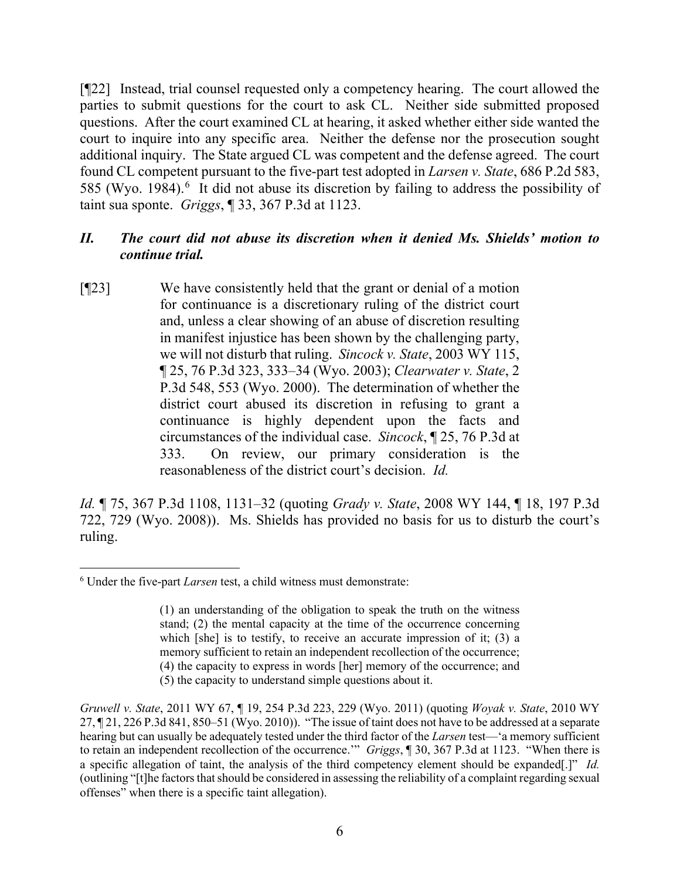[¶22] Instead, trial counsel requested only a competency hearing. The court allowed the parties to submit questions for the court to ask CL. Neither side submitted proposed questions. After the court examined CL at hearing, it asked whether either side wanted the court to inquire into any specific area. Neither the defense nor the prosecution sought additional inquiry. The State argued CL was competent and the defense agreed. The court found CL competent pursuant to the five-part test adopted in *Larsen v. State*, 686 P.2d 583, 585 (Wyo. 1984).[6] It did not abuse its discretion by failing to address the possibility of taint sua sponte. *Griggs*, ¶ 33, 367 P.3d at 1123.

## *II. The court did not abuse its discretion when it denied Ms. Shields' motion to continue trial.*

[¶23]

> We have consistently held that the grant or denial of a motion for continuance is a discretionary ruling of the district court and, unless a clear showing of an abuse of discretion resulting in manifest injustice has been shown by the challenging party, we will not disturb that ruling. *Sincock v. State*, 2003 WY 115, ¶ 25, 76 P.3d 323, 333–34 (Wyo. 2003); *Clearwater v. State*, 2 P.3d 548, 553 (Wyo. 2000). The determination of whether the district court abused its discretion in refusing to grant a continuance is highly dependent upon the facts and circumstances of the individual case. *Sincock*, ¶ 25, 76 P.3d at 333. On review, our primary consideration is the reasonableness of the district court's decision. *Id.*

*Id.* ¶ 75, 367 P.3d 1108, 1131–32 (quoting *Grady v. State*, 2008 WY 144, ¶ 18, 197 P.3d 722, 729 (Wyo. 2008)). Ms. Shields has provided no basis for us to disturb the court's ruling.

---

[6] Under the five-part *Larsen* test, a child witness must demonstrate:

> (1) an understanding of the obligation to speak the truth on the witness stand; (2) the mental capacity at the time of the occurrence concerning which [she] is to testify, to receive an accurate impression of it; (3) a memory sufficient to retain an independent recollection of the occurrence; (4) the capacity to express in words [her] memory of the occurrence; and (5) the capacity to understand simple questions about it.

*Gruwell v. State*, 2011 WY 67, ¶ 19, 254 P.3d 223, 229 (Wyo. 2011) (quoting *Woyak v. State*, 2010 WY 27, ¶ 21, 226 P.3d 841, 850–51 (Wyo. 2010)). "The issue of taint does not have to be addressed at a separate hearing but can usually be adequately tested under the third factor of the *Larsen* test—'a memory sufficient to retain an independent recollection of the occurrence.'" *Griggs*, ¶ 30, 367 P.3d at 1123. "When there is a specific allegation of taint, the analysis of the third competency element should be expanded[.]" *Id.* (outlining "[t]he factors that should be considered in assessing the reliability of a complaint regarding sexual offenses" when there is a specific taint allegation).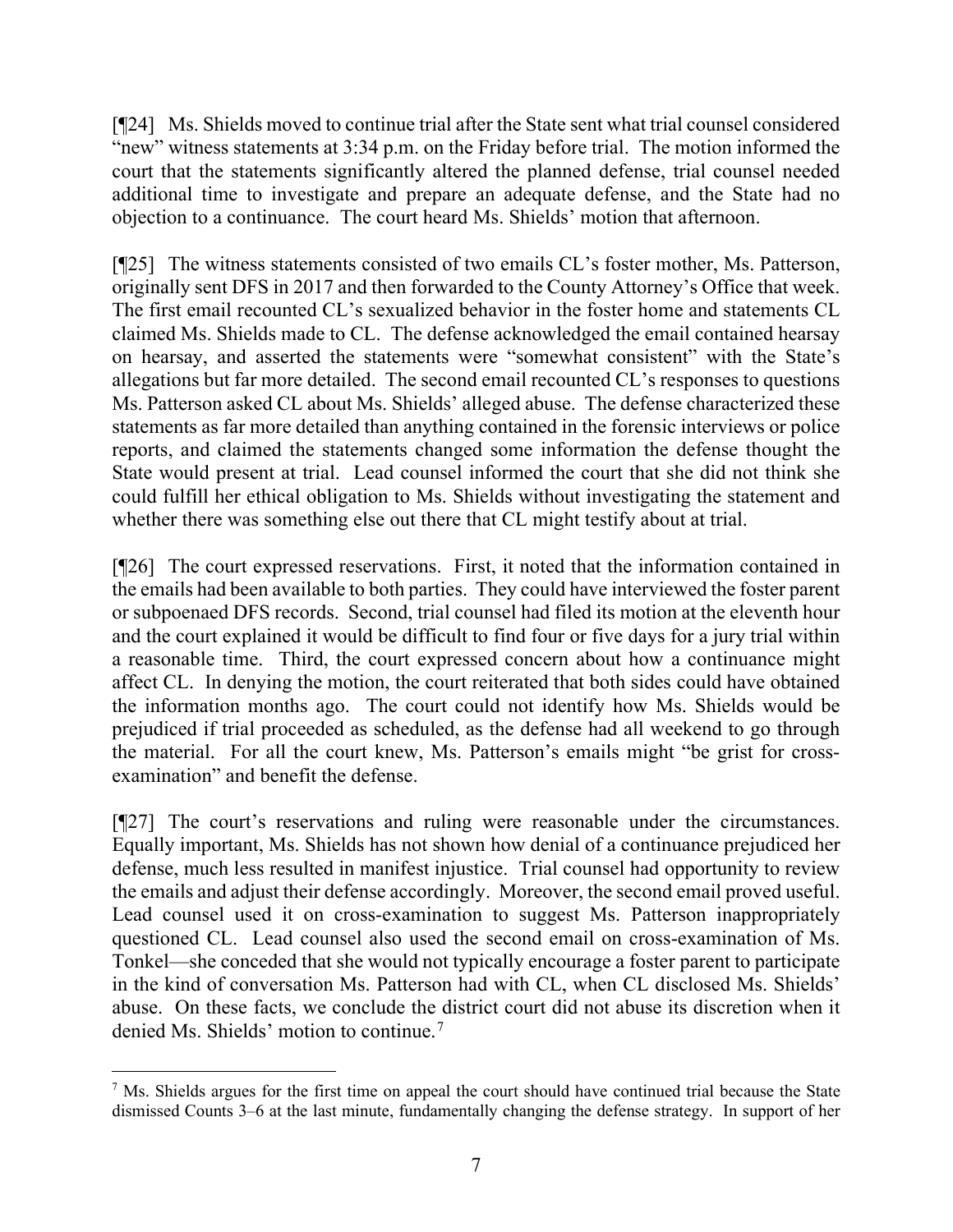[¶24] Ms. Shields moved to continue trial after the State sent what trial counsel considered "new" witness statements at 3:34 p.m. on the Friday before trial. The motion informed the court that the statements significantly altered the planned defense, trial counsel needed additional time to investigate and prepare an adequate defense, and the State had no objection to a continuance. The court heard Ms. Shields' motion that afternoon.

[¶25] The witness statements consisted of two emails CL's foster mother, Ms. Patterson, originally sent DFS in 2017 and then forwarded to the County Attorney's Office that week. The first email recounted CL's sexualized behavior in the foster home and statements CL claimed Ms. Shields made to CL. The defense acknowledged the email contained hearsay on hearsay, and asserted the statements were "somewhat consistent" with the State's allegations but far more detailed. The second email recounted CL's responses to questions Ms. Patterson asked CL about Ms. Shields' alleged abuse. The defense characterized these statements as far more detailed than anything contained in the forensic interviews or police reports, and claimed the statements changed some information the defense thought the State would present at trial. Lead counsel informed the court that she did not think she could fulfill her ethical obligation to Ms. Shields without investigating the statement and whether there was something else out there that CL might testify about at trial.

[¶26] The court expressed reservations. First, it noted that the information contained in the emails had been available to both parties. They could have interviewed the foster parent or subpoenaed DFS records. Second, trial counsel had filed its motion at the eleventh hour and the court explained it would be difficult to find four or five days for a jury trial within a reasonable time. Third, the court expressed concern about how a continuance might affect CL. In denying the motion, the court reiterated that both sides could have obtained the information months ago. The court could not identify how Ms. Shields would be prejudiced if trial proceeded as scheduled, as the defense had all weekend to go through the material. For all the court knew, Ms. Patterson's emails might "be grist for cross-examination" and benefit the defense.

[¶27] The court's reservations and ruling were reasonable under the circumstances. Equally important, Ms. Shields has not shown how denial of a continuance prejudiced her defense, much less resulted in manifest injustice. Trial counsel had opportunity to review the emails and adjust their defense accordingly. Moreover, the second email proved useful. Lead counsel used it on cross-examination to suggest Ms. Patterson inappropriately questioned CL. Lead counsel also used the second email on cross-examination of Ms. Tonkel—she conceded that she would not typically encourage a foster parent to participate in the kind of conversation Ms. Patterson had with CL, when CL disclosed Ms. Shields' abuse. On these facts, we conclude the district court did not abuse its discretion when it denied Ms. Shields' motion to continue.[7]

---

[7] Ms. Shields argues for the first time on appeal the court should have continued trial because the State dismissed Counts 3–6 at the last minute, fundamentally changing the defense strategy. In support of her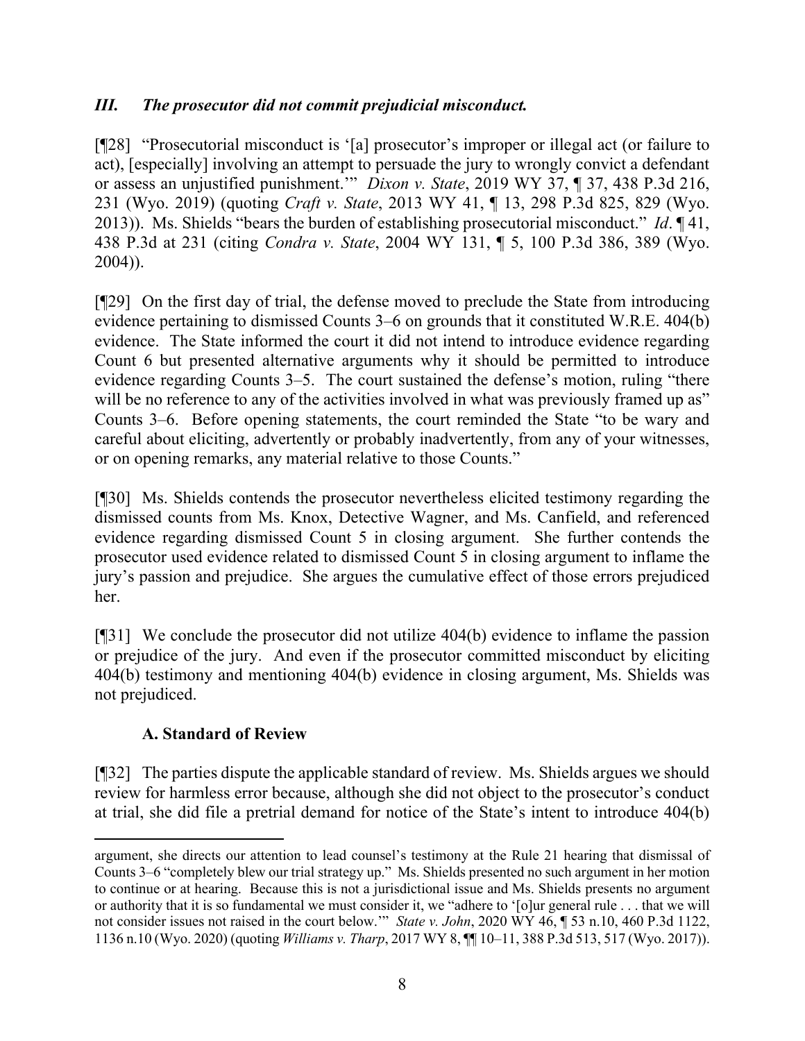### *III. The prosecutor did not commit prejudicial misconduct.*

[¶28] "Prosecutorial misconduct is '[a] prosecutor's improper or illegal act (or failure to act), [especially] involving an attempt to persuade the jury to wrongly convict a defendant or assess an unjustified punishment.'" *Dixon v. State*, 2019 WY 37, ¶ 37, 438 P.3d 216, 231 (Wyo. 2019) (quoting *Craft v. State*, 2013 WY 41, ¶ 13, 298 P.3d 825, 829 (Wyo. 2013)). Ms. Shields "bears the burden of establishing prosecutorial misconduct." *Id*. ¶ 41, 438 P.3d at 231 (citing *Condra v. State*, 2004 WY 131, ¶ 5, 100 P.3d 386, 389 (Wyo. 2004)).

[¶29] On the first day of trial, the defense moved to preclude the State from introducing evidence pertaining to dismissed Counts 3–6 on grounds that it constituted W.R.E. 404(b) evidence. The State informed the court it did not intend to introduce evidence regarding Count 6 but presented alternative arguments why it should be permitted to introduce evidence regarding Counts 3–5. The court sustained the defense's motion, ruling "there will be no reference to any of the activities involved in what was previously framed up as" Counts 3–6. Before opening statements, the court reminded the State "to be wary and careful about eliciting, advertently or probably inadvertently, from any of your witnesses, or on opening remarks, any material relative to those Counts."

[¶30] Ms. Shields contends the prosecutor nevertheless elicited testimony regarding the dismissed counts from Ms. Knox, Detective Wagner, and Ms. Canfield, and referenced evidence regarding dismissed Count 5 in closing argument. She further contends the prosecutor used evidence related to dismissed Count 5 in closing argument to inflame the jury's passion and prejudice. She argues the cumulative effect of those errors prejudiced her.

[¶31] We conclude the prosecutor did not utilize 404(b) evidence to inflame the passion or prejudice of the jury. And even if the prosecutor committed misconduct by eliciting 404(b) testimony and mentioning 404(b) evidence in closing argument, Ms. Shields was not prejudiced.

#### A. Standard of Review

[¶32] The parties dispute the applicable standard of review. Ms. Shields argues we should review for harmless error because, although she did not object to the prosecutor's conduct at trial, she did file a pretrial demand for notice of the State's intent to introduce 404(b)

---

argument, she directs our attention to lead counsel's testimony at the Rule 21 hearing that dismissal of Counts 3–6 "completely blew our trial strategy up." Ms. Shields presented no such argument in her motion to continue or at hearing. Because this is not a jurisdictional issue and Ms. Shields presents no argument or authority that it is so fundamental we must consider it, we "adhere to '[o]ur general rule . . . that we will not consider issues not raised in the court below.'" *State v. John*, 2020 WY 46, ¶ 53 n.10, 460 P.3d 1122, 1136 n.10 (Wyo. 2020) (quoting *Williams v. Tharp*, 2017 WY 8, ¶¶ 10–11, 388 P.3d 513, 517 (Wyo. 2017)).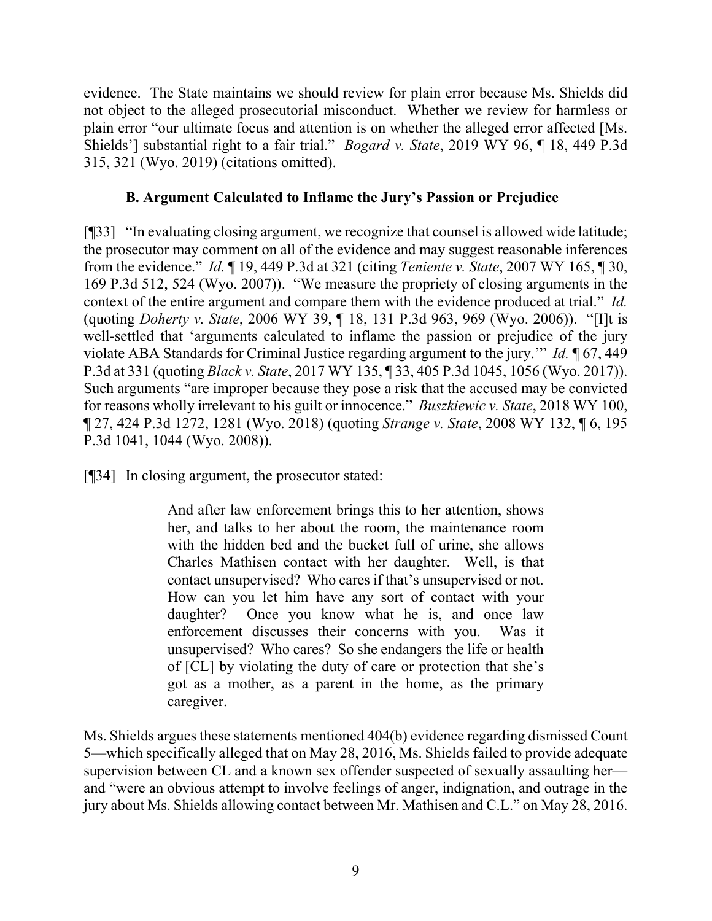evidence. The State maintains we should review for plain error because Ms. Shields did not object to the alleged prosecutorial misconduct. Whether we review for harmless or plain error "our ultimate focus and attention is on whether the alleged error affected [Ms. Shields'] substantial right to a fair trial." *Bogard v. State*, 2019 WY 96, ¶ 18, 449 P.3d 315, 321 (Wyo. 2019) (citations omitted).

### B. Argument Calculated to Inflame the Jury's Passion or Prejudice

[¶33] "In evaluating closing argument, we recognize that counsel is allowed wide latitude; the prosecutor may comment on all of the evidence and may suggest reasonable inferences from the evidence." *Id.* ¶ 19, 449 P.3d at 321 (citing *Teniente v. State*, 2007 WY 165, ¶ 30, 169 P.3d 512, 524 (Wyo. 2007)). "We measure the propriety of closing arguments in the context of the entire argument and compare them with the evidence produced at trial." *Id.* (quoting *Doherty v. State*, 2006 WY 39, ¶ 18, 131 P.3d 963, 969 (Wyo. 2006)). "[I]t is well-settled that 'arguments calculated to inflame the passion or prejudice of the jury violate ABA Standards for Criminal Justice regarding argument to the jury.'" *Id.* ¶ 67, 449 P.3d at 331 (quoting *Black v. State*, 2017 WY 135, ¶ 33, 405 P.3d 1045, 1056 (Wyo. 2017)). Such arguments "are improper because they pose a risk that the accused may be convicted for reasons wholly irrelevant to his guilt or innocence." *Buszkiewic v. State*, 2018 WY 100, ¶ 27, 424 P.3d 1272, 1281 (Wyo. 2018) (quoting *Strange v. State*, 2008 WY 132, ¶ 6, 195 P.3d 1041, 1044 (Wyo. 2008)).

[¶34] In closing argument, the prosecutor stated:

> And after law enforcement brings this to her attention, shows her, and talks to her about the room, the maintenance room with the hidden bed and the bucket full of urine, she allows Charles Mathisen contact with her daughter. Well, is that contact unsupervised? Who cares if that's unsupervised or not. How can you let him have any sort of contact with your daughter? Once you know what he is, and once law enforcement discusses their concerns with you. Was it unsupervised? Who cares? So she endangers the life or health of [CL] by violating the duty of care or protection that she's got as a mother, as a parent in the home, as the primary caregiver.

Ms. Shields argues these statements mentioned 404(b) evidence regarding dismissed Count 5—which specifically alleged that on May 28, 2016, Ms. Shields failed to provide adequate supervision between CL and a known sex offender suspected of sexually assaulting her—and "were an obvious attempt to involve feelings of anger, indignation, and outrage in the jury about Ms. Shields allowing contact between Mr. Mathisen and C.L." on May 28, 2016.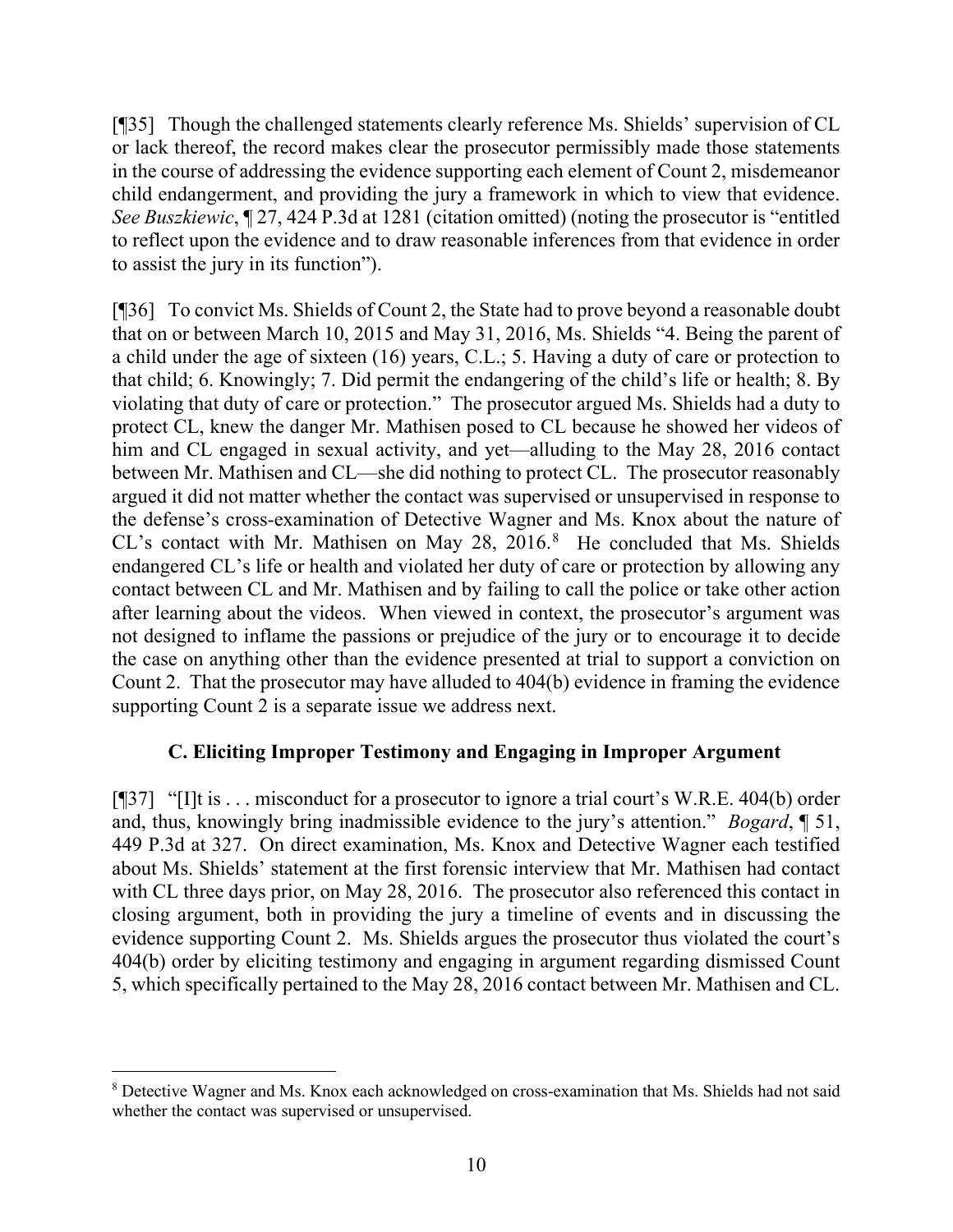[¶35] Though the challenged statements clearly reference Ms. Shields' supervision of CL or lack thereof, the record makes clear the prosecutor permissibly made those statements in the course of addressing the evidence supporting each element of Count 2, misdemeanor child endangerment, and providing the jury a framework in which to view that evidence. *See Buszkiewic*, ¶ 27, 424 P.3d at 1281 (citation omitted) (noting the prosecutor is "entitled to reflect upon the evidence and to draw reasonable inferences from that evidence in order to assist the jury in its function").

[¶36] To convict Ms. Shields of Count 2, the State had to prove beyond a reasonable doubt that on or between March 10, 2015 and May 31, 2016, Ms. Shields "4. Being the parent of a child under the age of sixteen (16) years, C.L.; 5. Having a duty of care or protection to that child; 6. Knowingly; 7. Did permit the endangering of the child's life or health; 8. By violating that duty of care or protection." The prosecutor argued Ms. Shields had a duty to protect CL, knew the danger Mr. Mathisen posed to CL because he showed her videos of him and CL engaged in sexual activity, and yet—alluding to the May 28, 2016 contact between Mr. Mathisen and CL—she did nothing to protect CL. The prosecutor reasonably argued it did not matter whether the contact was supervised or unsupervised in response to the defense's cross-examination of Detective Wagner and Ms. Knox about the nature of CL's contact with Mr. Mathisen on May 28, 2016.[8] He concluded that Ms. Shields endangered CL's life or health and violated her duty of care or protection by allowing any contact between CL and Mr. Mathisen and by failing to call the police or take other action after learning about the videos. When viewed in context, the prosecutor's argument was not designed to inflame the passions or prejudice of the jury or to encourage it to decide the case on anything other than the evidence presented at trial to support a conviction on Count 2. That the prosecutor may have alluded to 404(b) evidence in framing the evidence supporting Count 2 is a separate issue we address next.

### C. Eliciting Improper Testimony and Engaging in Improper Argument

[¶37] "[I]t is . . . misconduct for a prosecutor to ignore a trial court's W.R.E. 404(b) order and, thus, knowingly bring inadmissible evidence to the jury's attention." *Bogard*, ¶ 51, 449 P.3d at 327. On direct examination, Ms. Knox and Detective Wagner each testified about Ms. Shields' statement at the first forensic interview that Mr. Mathisen had contact with CL three days prior, on May 28, 2016. The prosecutor also referenced this contact in closing argument, both in providing the jury a timeline of events and in discussing the evidence supporting Count 2. Ms. Shields argues the prosecutor thus violated the court's 404(b) order by eliciting testimony and engaging in argument regarding dismissed Count 5, which specifically pertained to the May 28, 2016 contact between Mr. Mathisen and CL.

[8] Detective Wagner and Ms. Knox each acknowledged on cross-examination that Ms. Shields had not said whether the contact was supervised or unsupervised.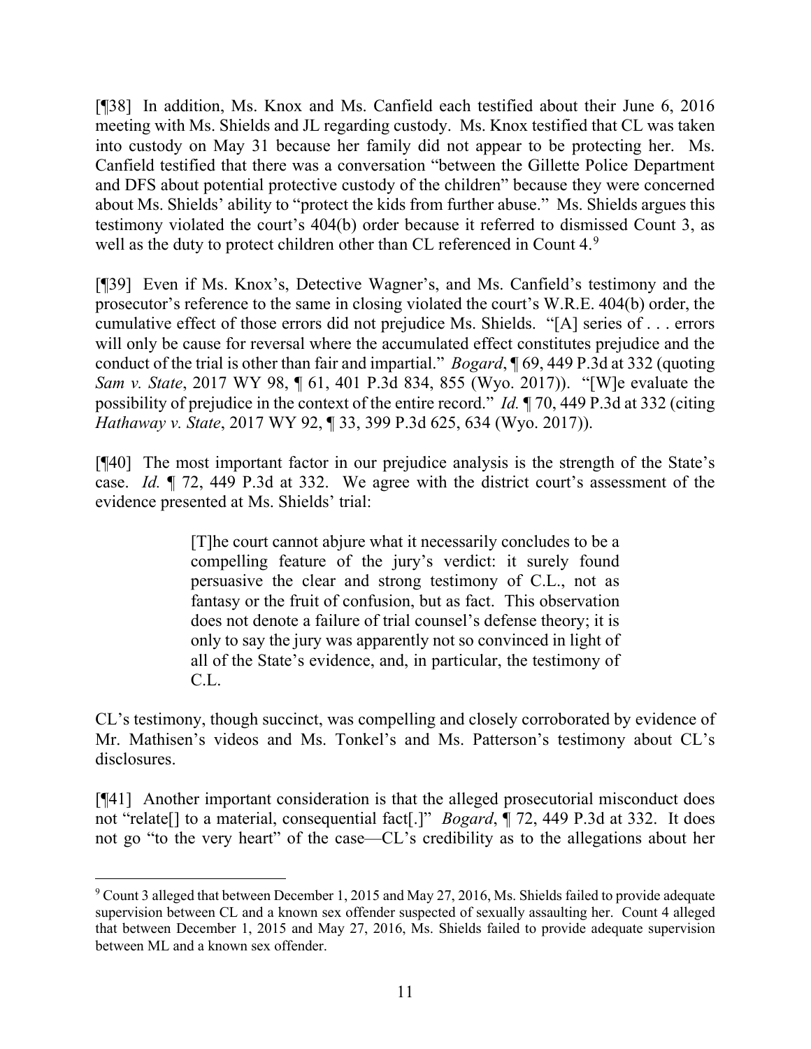[¶38] In addition, Ms. Knox and Ms. Canfield each testified about their June 6, 2016 meeting with Ms. Shields and JL regarding custody. Ms. Knox testified that CL was taken into custody on May 31 because her family did not appear to be protecting her. Ms. Canfield testified that there was a conversation "between the Gillette Police Department and DFS about potential protective custody of the children" because they were concerned about Ms. Shields' ability to "protect the kids from further abuse." Ms. Shields argues this testimony violated the court's 404(b) order because it referred to dismissed Count 3, as well as the duty to protect children other than CL referenced in Count 4.[9]

[¶39] Even if Ms. Knox's, Detective Wagner's, and Ms. Canfield's testimony and the prosecutor's reference to the same in closing violated the court's W.R.E. 404(b) order, the cumulative effect of those errors did not prejudice Ms. Shields. "[A] series of . . . errors will only be cause for reversal where the accumulated effect constitutes prejudice and the conduct of the trial is other than fair and impartial." *Bogard*, ¶ 69, 449 P.3d at 332 (quoting *Sam v. State*, 2017 WY 98, ¶ 61, 401 P.3d 834, 855 (Wyo. 2017)). "[W]e evaluate the possibility of prejudice in the context of the entire record." *Id.* ¶ 70, 449 P.3d at 332 (citing *Hathaway v. State*, 2017 WY 92, ¶ 33, 399 P.3d 625, 634 (Wyo. 2017)).

[¶40] The most important factor in our prejudice analysis is the strength of the State's case. *Id.* ¶ 72, 449 P.3d at 332. We agree with the district court's assessment of the evidence presented at Ms. Shields' trial:

> [T]he court cannot abjure what it necessarily concludes to be a compelling feature of the jury's verdict: it surely found persuasive the clear and strong testimony of C.L., not as fantasy or the fruit of confusion, but as fact. This observation does not denote a failure of trial counsel's defense theory; it is only to say the jury was apparently not so convinced in light of all of the State's evidence, and, in particular, the testimony of C.L.

CL's testimony, though succinct, was compelling and closely corroborated by evidence of Mr. Mathisen's videos and Ms. Tonkel's and Ms. Patterson's testimony about CL's disclosures.

[¶41] Another important consideration is that the alleged prosecutorial misconduct does not "relate[] to a material, consequential fact[.]" *Bogard*, ¶ 72, 449 P.3d at 332. It does not go "to the very heart" of the case—CL's credibility as to the allegations about her

---

[9] Count 3 alleged that between December 1, 2015 and May 27, 2016, Ms. Shields failed to provide adequate supervision between CL and a known sex offender suspected of sexually assaulting her. Count 4 alleged that between December 1, 2015 and May 27, 2016, Ms. Shields failed to provide adequate supervision between ML and a known sex offender.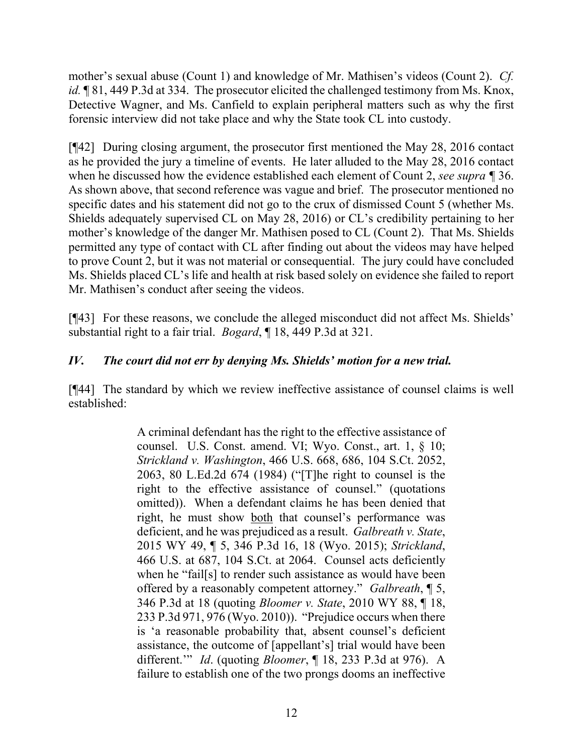mother's sexual abuse (Count 1) and knowledge of Mr. Mathisen's videos (Count 2). *Cf. id.* ¶ 81, 449 P.3d at 334. The prosecutor elicited the challenged testimony from Ms. Knox, Detective Wagner, and Ms. Canfield to explain peripheral matters such as why the first forensic interview did not take place and why the State took CL into custody.

[¶42] During closing argument, the prosecutor first mentioned the May 28, 2016 contact as he provided the jury a timeline of events. He later alluded to the May 28, 2016 contact when he discussed how the evidence established each element of Count 2, *see supra* ¶ 36. As shown above, that second reference was vague and brief. The prosecutor mentioned no specific dates and his statement did not go to the crux of dismissed Count 5 (whether Ms. Shields adequately supervised CL on May 28, 2016) or CL's credibility pertaining to her mother's knowledge of the danger Mr. Mathisen posed to CL (Count 2). That Ms. Shields permitted any type of contact with CL after finding out about the videos may have helped to prove Count 2, but it was not material or consequential. The jury could have concluded Ms. Shields placed CL's life and health at risk based solely on evidence she failed to report Mr. Mathisen's conduct after seeing the videos.

[¶43] For these reasons, we conclude the alleged misconduct did not affect Ms. Shields' substantial right to a fair trial. *Bogard*, ¶ 18, 449 P.3d at 321.

## *IV. The court did not err by denying Ms. Shields' motion for a new trial.*

[¶44] The standard by which we review ineffective assistance of counsel claims is well established:

> A criminal defendant has the right to the effective assistance of counsel. U.S. Const. amend. VI; Wyo. Const., art. 1, § 10; *Strickland v. Washington*, 466 U.S. 668, 686, 104 S.Ct. 2052, 2063, 80 L.Ed.2d 674 (1984) ("[T]he right to counsel is the right to the effective assistance of counsel." (quotations omitted)). When a defendant claims he has been denied that right, he must show both that counsel's performance was deficient, and he was prejudiced as a result. *Galbreath v. State*, 2015 WY 49, ¶ 5, 346 P.3d 16, 18 (Wyo. 2015); *Strickland*, 466 U.S. at 687, 104 S.Ct. at 2064. Counsel acts deficiently when he "fail[s] to render such assistance as would have been offered by a reasonably competent attorney." *Galbreath*, ¶ 5, 346 P.3d at 18 (quoting *Bloomer v. State*, 2010 WY 88, ¶ 18, 233 P.3d 971, 976 (Wyo. 2010)). "Prejudice occurs when there is 'a reasonable probability that, absent counsel's deficient assistance, the outcome of [appellant's] trial would have been different.'" *Id*. (quoting *Bloomer*, ¶ 18, 233 P.3d at 976). A failure to establish one of the two prongs dooms an ineffective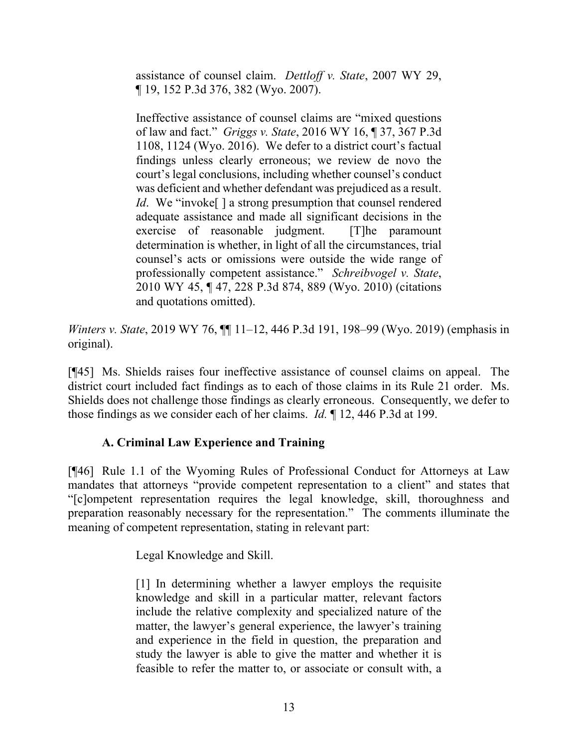> assistance of counsel claim. *Dettloff v. State*, 2007 WY 29, ¶ 19, 152 P.3d 376, 382 (Wyo. 2007).
>
> Ineffective assistance of counsel claims are "mixed questions of law and fact." *Griggs v. State*, 2016 WY 16, ¶ 37, 367 P.3d 1108, 1124 (Wyo. 2016). We defer to a district court's factual findings unless clearly erroneous; we review de novo the court's legal conclusions, including whether counsel's conduct was deficient and whether defendant was prejudiced as a result. *Id*. We "invoke[ ] a strong presumption that counsel rendered adequate assistance and made all significant decisions in the exercise of reasonable judgment. [T]he paramount determination is whether, in light of all the circumstances, trial counsel's acts or omissions were outside the wide range of professionally competent assistance." *Schreibvogel v. State*, 2010 WY 45, ¶ 47, 228 P.3d 874, 889 (Wyo. 2010) (citations and quotations omitted).

*Winters v. State*, 2019 WY 76, ¶¶ 11–12, 446 P.3d 191, 198–99 (Wyo. 2019) (emphasis in original).

[¶45] Ms. Shields raises four ineffective assistance of counsel claims on appeal. The district court included fact findings as to each of those claims in its Rule 21 order. Ms. Shields does not challenge those findings as clearly erroneous. Consequently, we defer to those findings as we consider each of her claims. *Id.* ¶ 12, 446 P.3d at 199.

### A. Criminal Law Experience and Training

[¶46] Rule 1.1 of the Wyoming Rules of Professional Conduct for Attorneys at Law mandates that attorneys "provide competent representation to a client" and states that "[c]ompetent representation requires the legal knowledge, skill, thoroughness and preparation reasonably necessary for the representation." The comments illuminate the meaning of competent representation, stating in relevant part:

> Legal Knowledge and Skill.
>
> [1] In determining whether a lawyer employs the requisite knowledge and skill in a particular matter, relevant factors include the relative complexity and specialized nature of the matter, the lawyer's general experience, the lawyer's training and experience in the field in question, the preparation and study the lawyer is able to give the matter and whether it is feasible to refer the matter to, or associate or consult with, a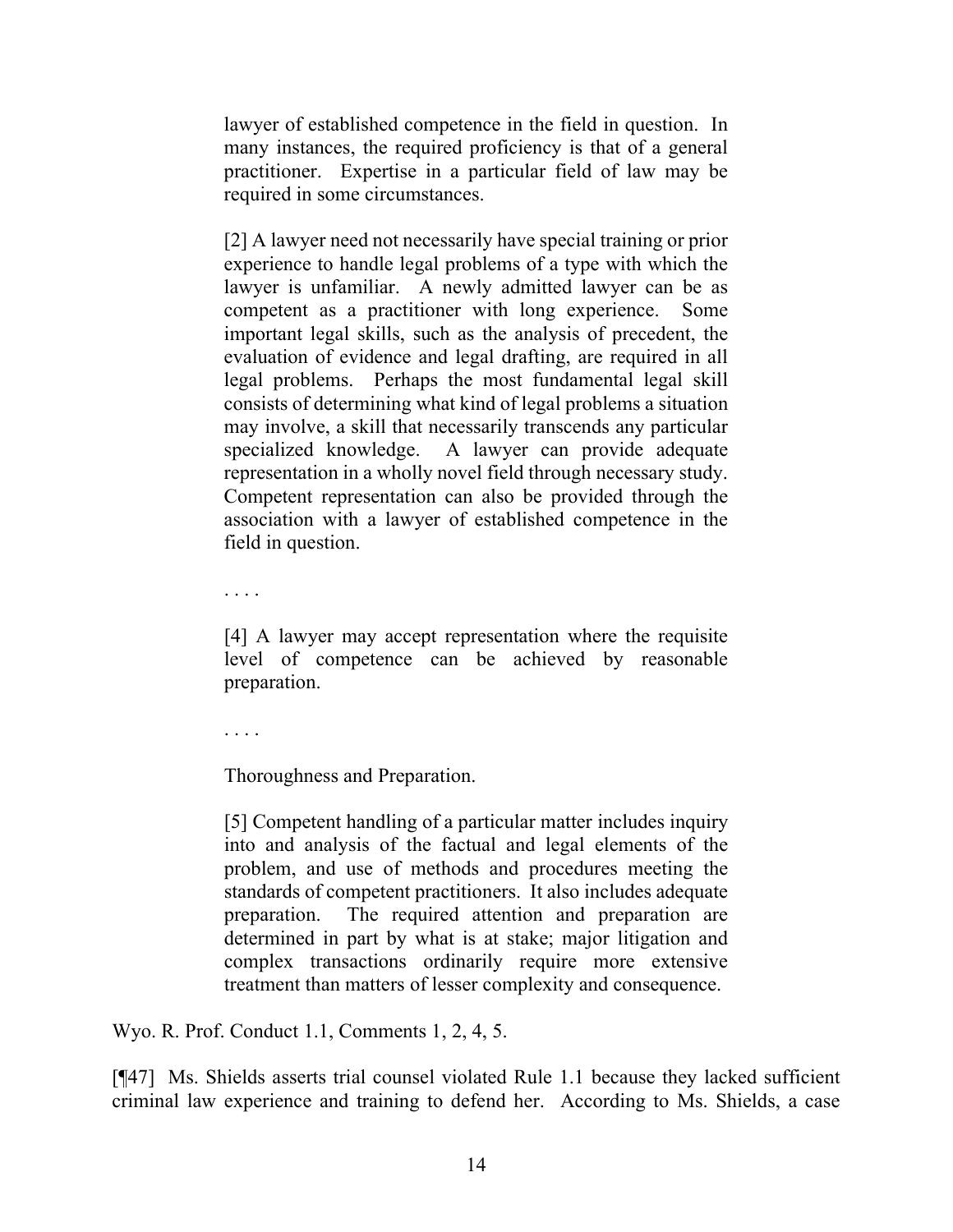> lawyer of established competence in the field in question. In many instances, the required proficiency is that of a general practitioner. Expertise in a particular field of law may be required in some circumstances.
>
> [2] A lawyer need not necessarily have special training or prior experience to handle legal problems of a type with which the lawyer is unfamiliar. A newly admitted lawyer can be as competent as a practitioner with long experience. Some important legal skills, such as the analysis of precedent, the evaluation of evidence and legal drafting, are required in all legal problems. Perhaps the most fundamental legal skill consists of determining what kind of legal problems a situation may involve, a skill that necessarily transcends any particular specialized knowledge. A lawyer can provide adequate representation in a wholly novel field through necessary study. Competent representation can also be provided through the association with a lawyer of established competence in the field in question.
>
> . . . .
>
> [4] A lawyer may accept representation where the requisite level of competence can be achieved by reasonable preparation.
>
> . . . .
>
> Thoroughness and Preparation.
>
> [5] Competent handling of a particular matter includes inquiry into and analysis of the factual and legal elements of the problem, and use of methods and procedures meeting the standards of competent practitioners. It also includes adequate preparation. The required attention and preparation are determined in part by what is at stake; major litigation and complex transactions ordinarily require more extensive treatment than matters of lesser complexity and consequence.

Wyo. R. Prof. Conduct 1.1, Comments 1, 2, 4, 5.

[¶47] Ms. Shields asserts trial counsel violated Rule 1.1 because they lacked sufficient criminal law experience and training to defend her. According to Ms. Shields, a case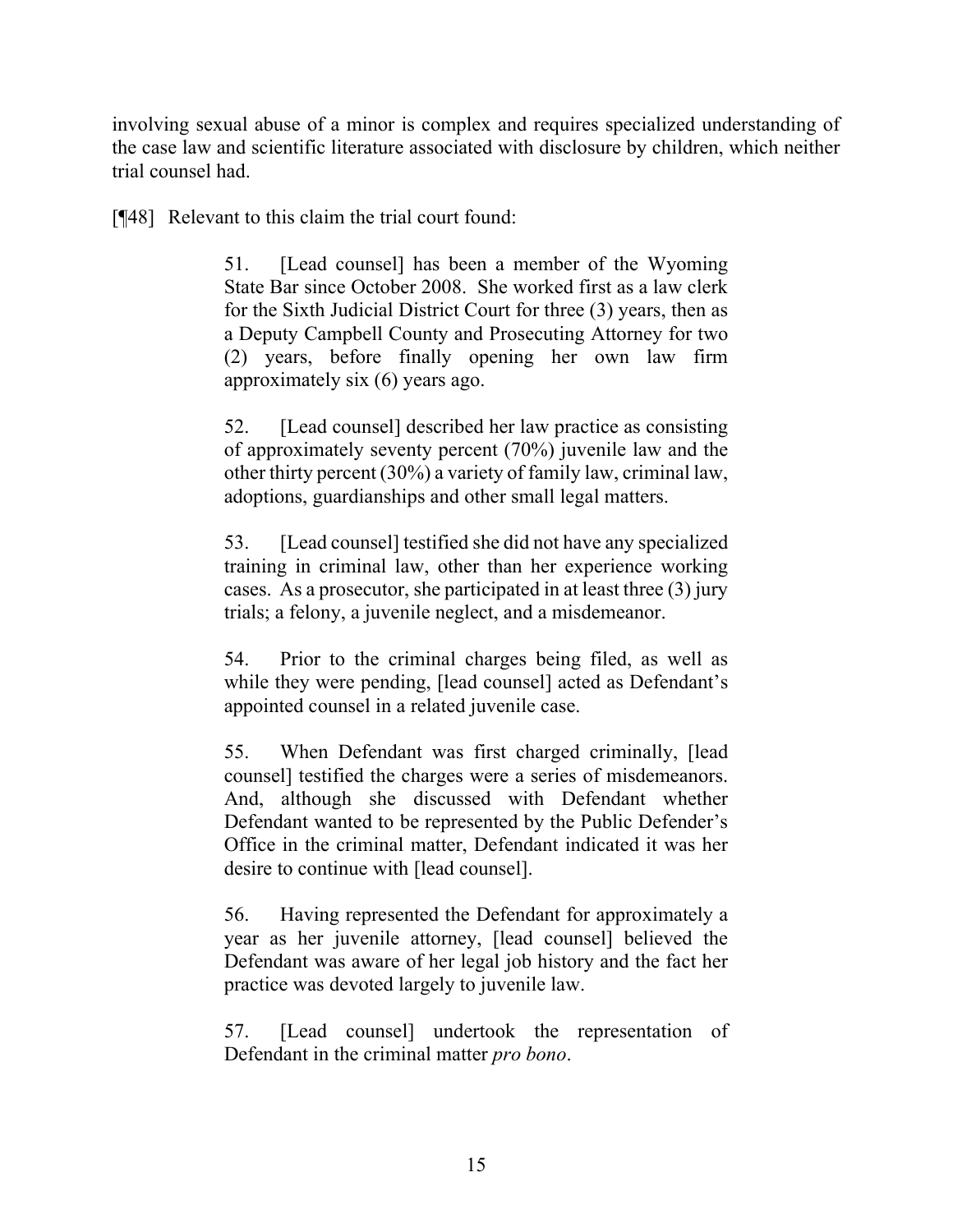involving sexual abuse of a minor is complex and requires specialized understanding of the case law and scientific literature associated with disclosure by children, which neither trial counsel had.

[¶48] Relevant to this claim the trial court found:

> 51. [Lead counsel] has been a member of the Wyoming State Bar since October 2008. She worked first as a law clerk for the Sixth Judicial District Court for three (3) years, then as a Deputy Campbell County and Prosecuting Attorney for two (2) years, before finally opening her own law firm approximately six (6) years ago.
>
> 52. [Lead counsel] described her law practice as consisting of approximately seventy percent (70%) juvenile law and the other thirty percent (30%) a variety of family law, criminal law, adoptions, guardianships and other small legal matters.
>
> 53. [Lead counsel] testified she did not have any specialized training in criminal law, other than her experience working cases. As a prosecutor, she participated in at least three (3) jury trials; a felony, a juvenile neglect, and a misdemeanor.
>
> 54. Prior to the criminal charges being filed, as well as while they were pending, [lead counsel] acted as Defendant's appointed counsel in a related juvenile case.
>
> 55. When Defendant was first charged criminally, [lead counsel] testified the charges were a series of misdemeanors. And, although she discussed with Defendant whether Defendant wanted to be represented by the Public Defender's Office in the criminal matter, Defendant indicated it was her desire to continue with [lead counsel].
>
> 56. Having represented the Defendant for approximately a year as her juvenile attorney, [lead counsel] believed the Defendant was aware of her legal job history and the fact her practice was devoted largely to juvenile law.
>
> 57. [Lead counsel] undertook the representation of Defendant in the criminal matter *pro bono*.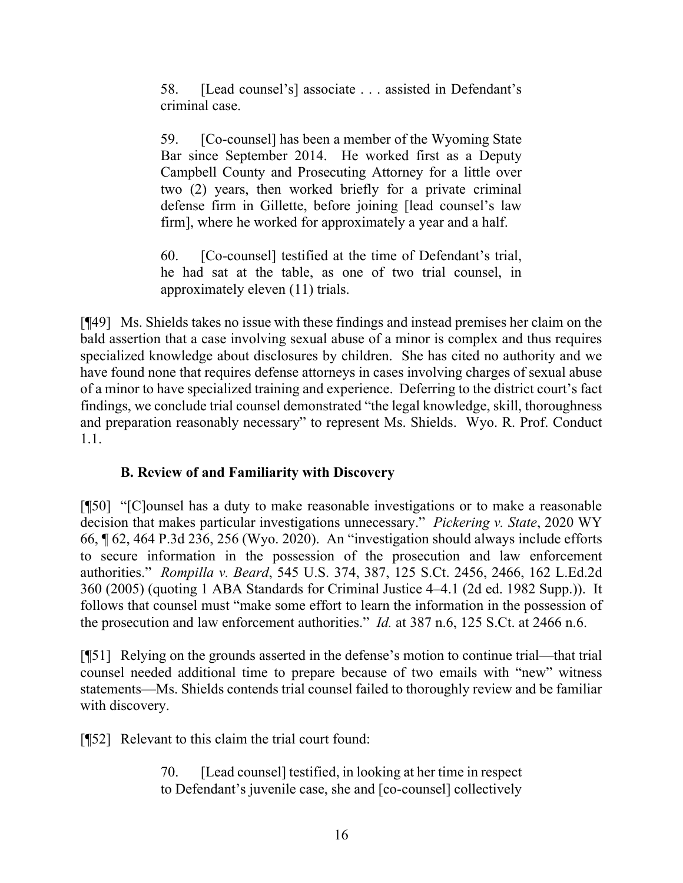> 58. [Lead counsel's] associate . . . assisted in Defendant's criminal case.
>
> 59. [Co-counsel] has been a member of the Wyoming State Bar since September 2014. He worked first as a Deputy Campbell County and Prosecuting Attorney for a little over two (2) years, then worked briefly for a private criminal defense firm in Gillette, before joining [lead counsel's law firm], where he worked for approximately a year and a half.
>
> 60. [Co-counsel] testified at the time of Defendant's trial, he had sat at the table, as one of two trial counsel, in approximately eleven (11) trials.

[¶49] Ms. Shields takes no issue with these findings and instead premises her claim on the bald assertion that a case involving sexual abuse of a minor is complex and thus requires specialized knowledge about disclosures by children. She has cited no authority and we have found none that requires defense attorneys in cases involving charges of sexual abuse of a minor to have specialized training and experience. Deferring to the district court's fact findings, we conclude trial counsel demonstrated "the legal knowledge, skill, thoroughness and preparation reasonably necessary" to represent Ms. Shields. Wyo. R. Prof. Conduct 1.1.

### B. Review of and Familiarity with Discovery

[¶50] "[C]ounsel has a duty to make reasonable investigations or to make a reasonable decision that makes particular investigations unnecessary." *Pickering v. State*, 2020 WY 66, ¶ 62, 464 P.3d 236, 256 (Wyo. 2020). An "investigation should always include efforts to secure information in the possession of the prosecution and law enforcement authorities." *Rompilla v. Beard*, 545 U.S. 374, 387, 125 S.Ct. 2456, 2466, 162 L.Ed.2d 360 (2005) (quoting 1 ABA Standards for Criminal Justice 4–4.1 (2d ed. 1982 Supp.)). It follows that counsel must "make some effort to learn the information in the possession of the prosecution and law enforcement authorities." *Id.* at 387 n.6, 125 S.Ct. at 2466 n.6.

[¶51] Relying on the grounds asserted in the defense's motion to continue trial—that trial counsel needed additional time to prepare because of two emails with "new" witness statements—Ms. Shields contends trial counsel failed to thoroughly review and be familiar with discovery.

[¶52] Relevant to this claim the trial court found:

> 70. [Lead counsel] testified, in looking at her time in respect to Defendant's juvenile case, she and [co-counsel] collectively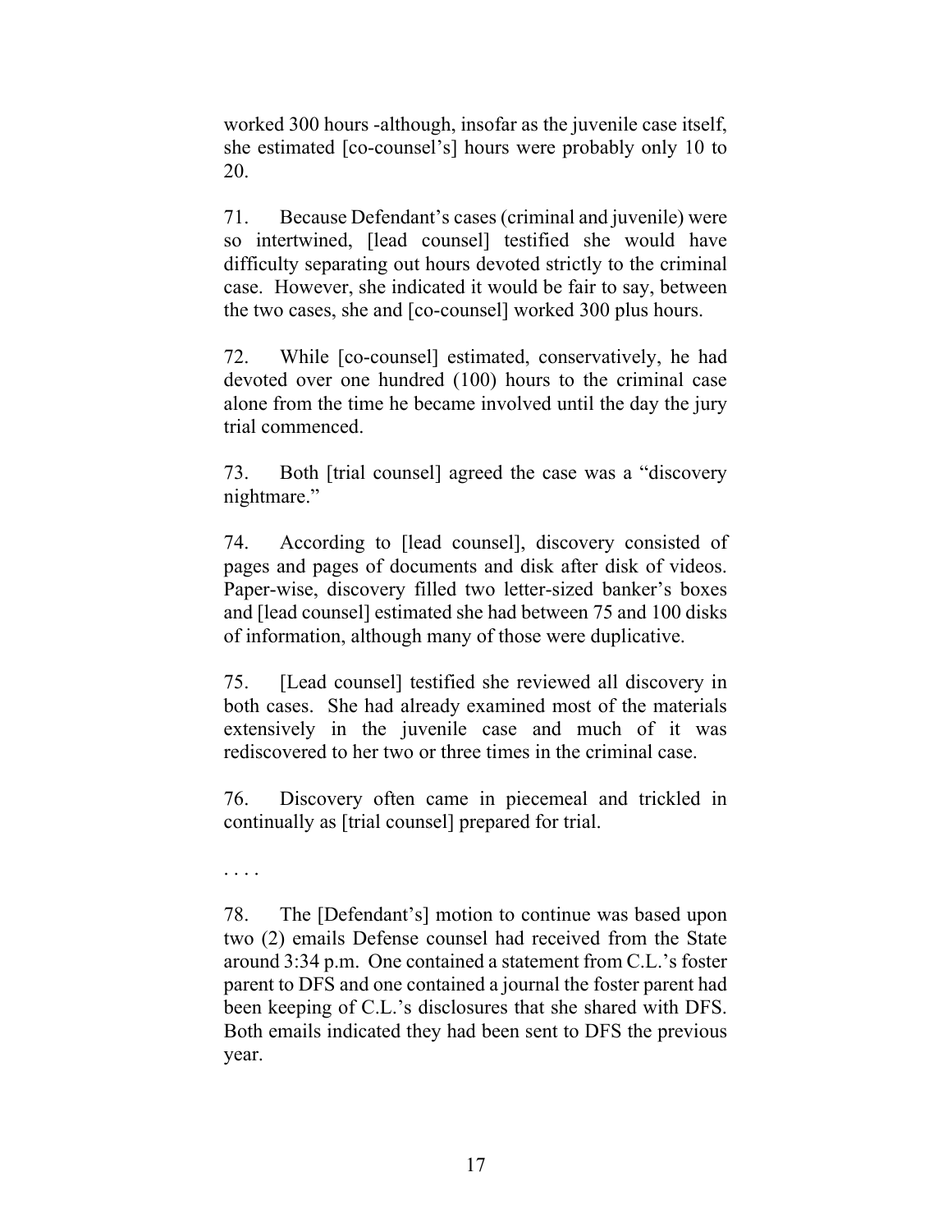worked 300 hours -although, insofar as the juvenile case itself, she estimated [co-counsel's] hours were probably only 10 to 20.

71. Because Defendant's cases (criminal and juvenile) were so intertwined, [lead counsel] testified she would have difficulty separating out hours devoted strictly to the criminal case. However, she indicated it would be fair to say, between the two cases, she and [co-counsel] worked 300 plus hours.

72. While [co-counsel] estimated, conservatively, he had devoted over one hundred (100) hours to the criminal case alone from the time he became involved until the day the jury trial commenced.

73. Both [trial counsel] agreed the case was a "discovery nightmare."

74. According to [lead counsel], discovery consisted of pages and pages of documents and disk after disk of videos. Paper-wise, discovery filled two letter-sized banker's boxes and [lead counsel] estimated she had between 75 and 100 disks of information, although many of those were duplicative.

75. [Lead counsel] testified she reviewed all discovery in both cases. She had already examined most of the materials extensively in the juvenile case and much of it was rediscovered to her two or three times in the criminal case.

76. Discovery often came in piecemeal and trickled in continually as [trial counsel] prepared for trial.

. . . .

78. The [Defendant's] motion to continue was based upon two (2) emails Defense counsel had received from the State around 3:34 p.m. One contained a statement from C.L.'s foster parent to DFS and one contained a journal the foster parent had been keeping of C.L.'s disclosures that she shared with DFS. Both emails indicated they had been sent to DFS the previous year.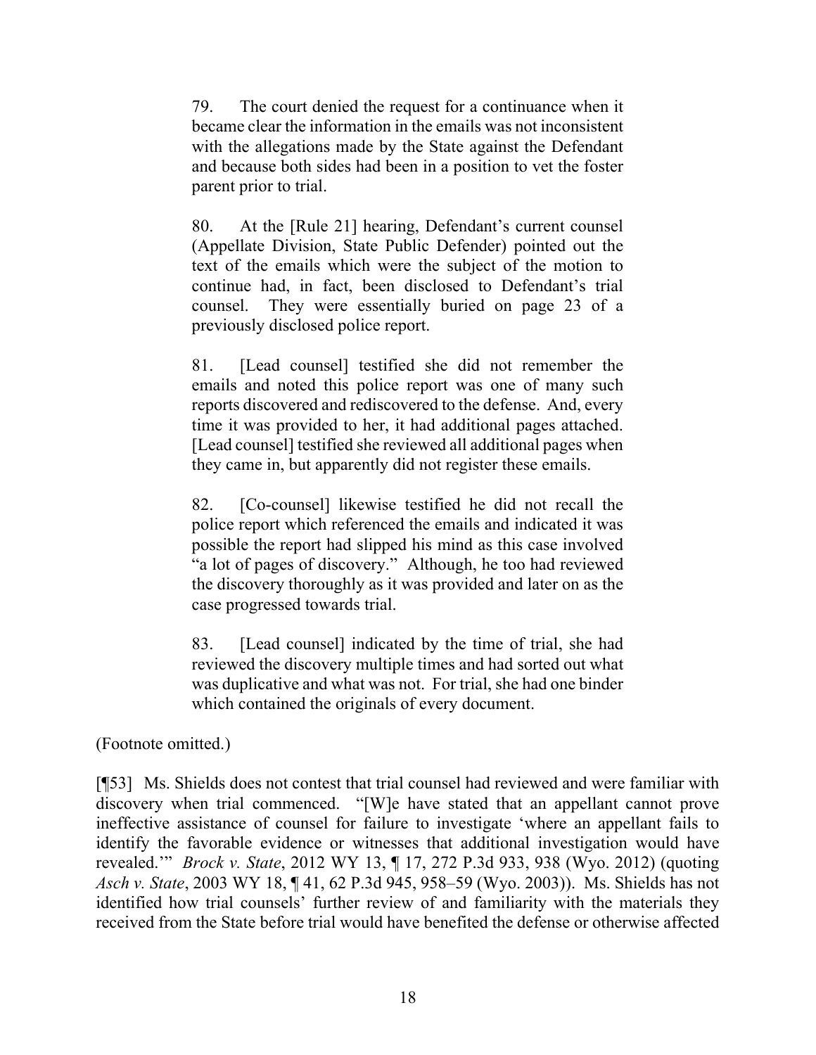> 79. The court denied the request for a continuance when it became clear the information in the emails was not inconsistent with the allegations made by the State against the Defendant and because both sides had been in a position to vet the foster parent prior to trial.
>
> 80. At the [Rule 21] hearing, Defendant's current counsel (Appellate Division, State Public Defender) pointed out the text of the emails which were the subject of the motion to continue had, in fact, been disclosed to Defendant's trial counsel. They were essentially buried on page 23 of a previously disclosed police report.
>
> 81. [Lead counsel] testified she did not remember the emails and noted this police report was one of many such reports discovered and rediscovered to the defense. And, every time it was provided to her, it had additional pages attached. [Lead counsel] testified she reviewed all additional pages when they came in, but apparently did not register these emails.
>
> 82. [Co-counsel] likewise testified he did not recall the police report which referenced the emails and indicated it was possible the report had slipped his mind as this case involved "a lot of pages of discovery." Although, he too had reviewed the discovery thoroughly as it was provided and later on as the case progressed towards trial.
>
> 83. [Lead counsel] indicated by the time of trial, she had reviewed the discovery multiple times and had sorted out what was duplicative and what was not. For trial, she had one binder which contained the originals of every document.

(Footnote omitted.)

[¶53] Ms. Shields does not contest that trial counsel had reviewed and were familiar with discovery when trial commenced. "[W]e have stated that an appellant cannot prove ineffective assistance of counsel for failure to investigate 'where an appellant fails to identify the favorable evidence or witnesses that additional investigation would have revealed.'" *Brock v. State*, 2012 WY 13, ¶ 17, 272 P.3d 933, 938 (Wyo. 2012) (quoting *Asch v. State*, 2003 WY 18, ¶ 41, 62 P.3d 945, 958–59 (Wyo. 2003)). Ms. Shields has not identified how trial counsels' further review of and familiarity with the materials they received from the State before trial would have benefited the defense or otherwise affected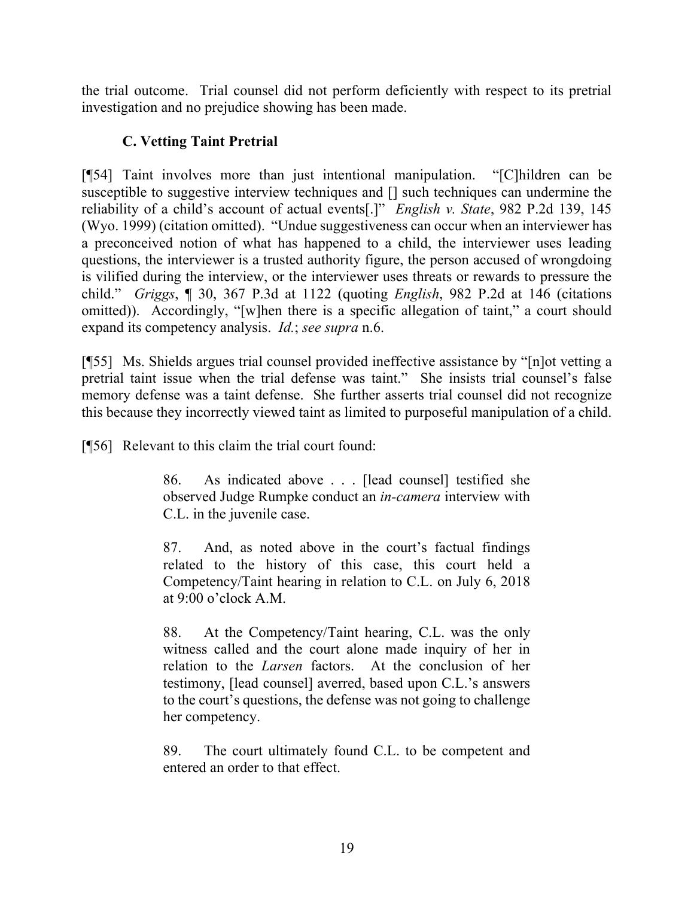the trial outcome. Trial counsel did not perform deficiently with respect to its pretrial investigation and no prejudice showing has been made.

### C. Vetting Taint Pretrial

[¶54] Taint involves more than just intentional manipulation. "[C]hildren can be susceptible to suggestive interview techniques and [] such techniques can undermine the reliability of a child's account of actual events[.]" *English v. State*, 982 P.2d 139, 145 (Wyo. 1999) (citation omitted). "Undue suggestiveness can occur when an interviewer has a preconceived notion of what has happened to a child, the interviewer uses leading questions, the interviewer is a trusted authority figure, the person accused of wrongdoing is vilified during the interview, or the interviewer uses threats or rewards to pressure the child." *Griggs*, ¶ 30, 367 P.3d at 1122 (quoting *English*, 982 P.2d at 146 (citations omitted)). Accordingly, "[w]hen there is a specific allegation of taint," a court should expand its competency analysis. *Id.*; *see supra* n.6.

[¶55] Ms. Shields argues trial counsel provided ineffective assistance by "[n]ot vetting a pretrial taint issue when the trial defense was taint." She insists trial counsel's false memory defense was a taint defense. She further asserts trial counsel did not recognize this because they incorrectly viewed taint as limited to purposeful manipulation of a child.

[¶56] Relevant to this claim the trial court found:

> 86. As indicated above . . . [lead counsel] testified she observed Judge Rumpke conduct an *in-camera* interview with C.L. in the juvenile case.
>
> 87. And, as noted above in the court's factual findings related to the history of this case, this court held a Competency/Taint hearing in relation to C.L. on July 6, 2018 at 9:00 o'clock A.M.
>
> 88. At the Competency/Taint hearing, C.L. was the only witness called and the court alone made inquiry of her in relation to the *Larsen* factors. At the conclusion of her testimony, [lead counsel] averred, based upon C.L.'s answers to the court's questions, the defense was not going to challenge her competency.
>
> 89. The court ultimately found C.L. to be competent and entered an order to that effect.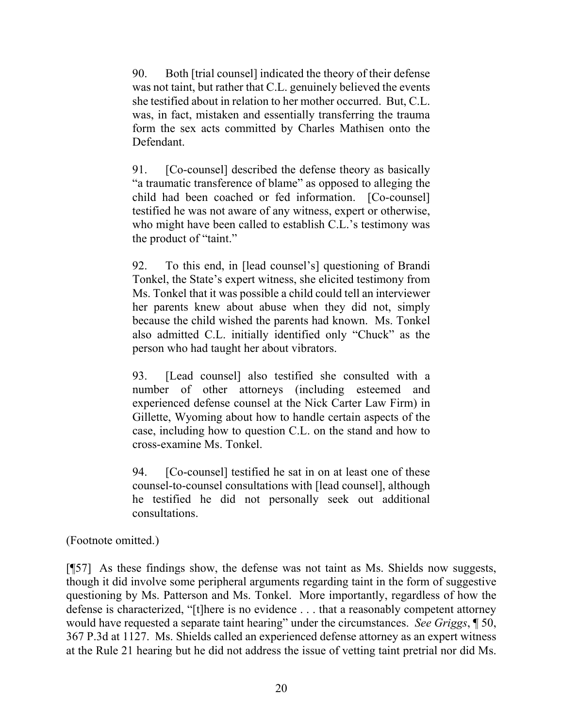> 90. Both [trial counsel] indicated the theory of their defense was not taint, but rather that C.L. genuinely believed the events she testified about in relation to her mother occurred. But, C.L. was, in fact, mistaken and essentially transferring the trauma form the sex acts committed by Charles Mathisen onto the Defendant.
>
> 91. [Co-counsel] described the defense theory as basically "a traumatic transference of blame" as opposed to alleging the child had been coached or fed information. [Co-counsel] testified he was not aware of any witness, expert or otherwise, who might have been called to establish C.L.'s testimony was the product of "taint."
>
> 92. To this end, in [lead counsel's] questioning of Brandi Tonkel, the State's expert witness, she elicited testimony from Ms. Tonkel that it was possible a child could tell an interviewer her parents knew about abuse when they did not, simply because the child wished the parents had known. Ms. Tonkel also admitted C.L. initially identified only "Chuck" as the person who had taught her about vibrators.
>
> 93. [Lead counsel] also testified she consulted with a number of other attorneys (including esteemed and experienced defense counsel at the Nick Carter Law Firm) in Gillette, Wyoming about how to handle certain aspects of the case, including how to question C.L. on the stand and how to cross-examine Ms. Tonkel.
>
> 94. [Co-counsel] testified he sat in on at least one of these counsel-to-counsel consultations with [lead counsel], although he testified he did not personally seek out additional consultations.

(Footnote omitted.)

[¶57] As these findings show, the defense was not taint as Ms. Shields now suggests, though it did involve some peripheral arguments regarding taint in the form of suggestive questioning by Ms. Patterson and Ms. Tonkel. More importantly, regardless of how the defense is characterized, "[t]here is no evidence . . . that a reasonably competent attorney would have requested a separate taint hearing" under the circumstances. *See Griggs*, ¶ 50, 367 P.3d at 1127. Ms. Shields called an experienced defense attorney as an expert witness at the Rule 21 hearing but he did not address the issue of vetting taint pretrial nor did Ms.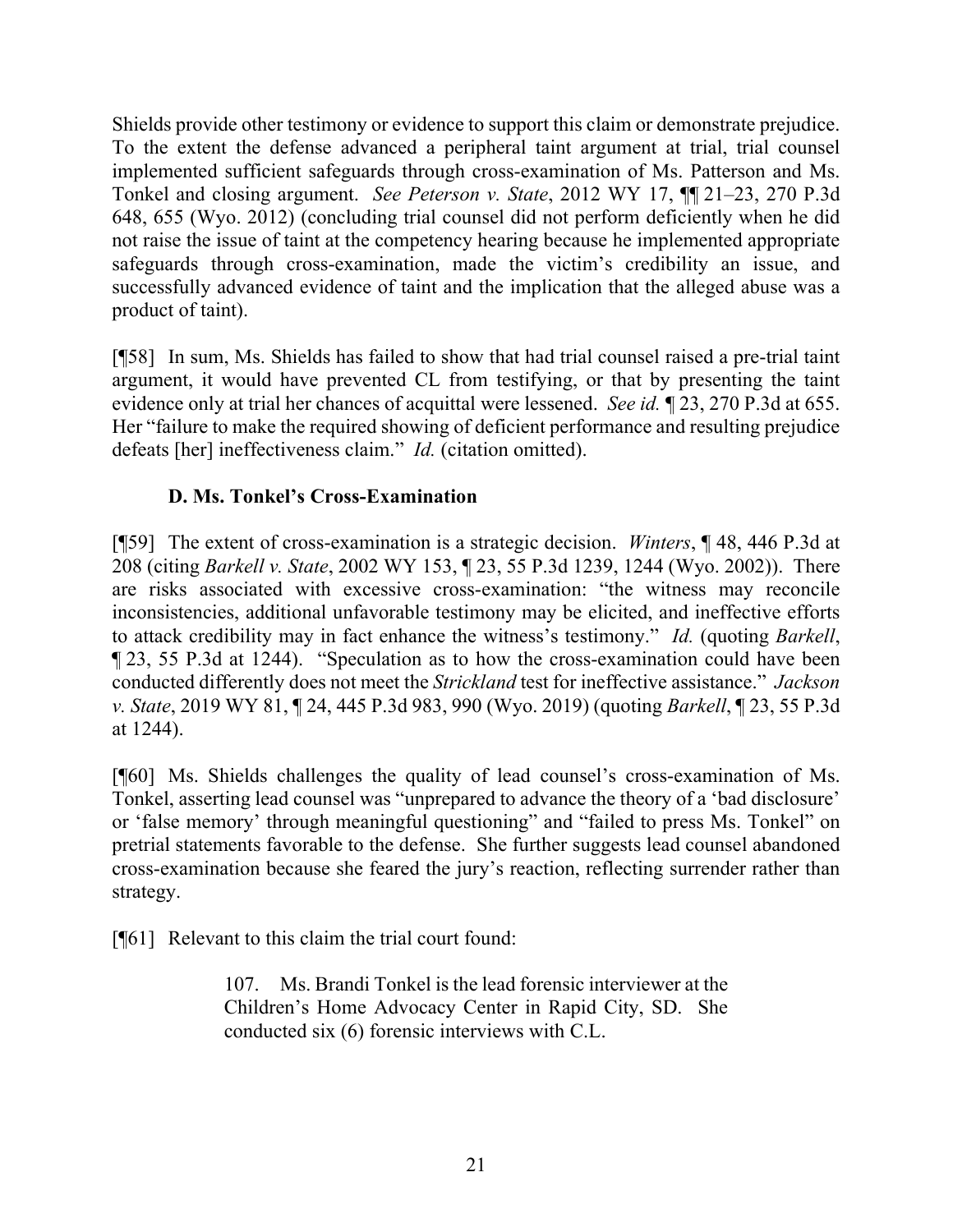Shields provide other testimony or evidence to support this claim or demonstrate prejudice. To the extent the defense advanced a peripheral taint argument at trial, trial counsel implemented sufficient safeguards through cross-examination of Ms. Patterson and Ms. Tonkel and closing argument. *See Peterson v. State*, 2012 WY 17, ¶¶ 21–23, 270 P.3d 648, 655 (Wyo. 2012) (concluding trial counsel did not perform deficiently when he did not raise the issue of taint at the competency hearing because he implemented appropriate safeguards through cross-examination, made the victim's credibility an issue, and successfully advanced evidence of taint and the implication that the alleged abuse was a product of taint).

[¶58] In sum, Ms. Shields has failed to show that had trial counsel raised a pre-trial taint argument, it would have prevented CL from testifying, or that by presenting the taint evidence only at trial her chances of acquittal were lessened. *See id.* ¶ 23, 270 P.3d at 655. Her "failure to make the required showing of deficient performance and resulting prejudice defeats [her] ineffectiveness claim." *Id.* (citation omitted).

### D. Ms. Tonkel's Cross-Examination

[¶59] The extent of cross-examination is a strategic decision. *Winters*, ¶ 48, 446 P.3d at 208 (citing *Barkell v. State*, 2002 WY 153, ¶ 23, 55 P.3d 1239, 1244 (Wyo. 2002)). There are risks associated with excessive cross-examination: "the witness may reconcile inconsistencies, additional unfavorable testimony may be elicited, and ineffective efforts to attack credibility may in fact enhance the witness's testimony." *Id.* (quoting *Barkell*, ¶ 23, 55 P.3d at 1244). "Speculation as to how the cross-examination could have been conducted differently does not meet the *Strickland* test for ineffective assistance." *Jackson v. State*, 2019 WY 81, ¶ 24, 445 P.3d 983, 990 (Wyo. 2019) (quoting *Barkell*, ¶ 23, 55 P.3d at 1244).

[¶60] Ms. Shields challenges the quality of lead counsel's cross-examination of Ms. Tonkel, asserting lead counsel was "unprepared to advance the theory of a 'bad disclosure' or 'false memory' through meaningful questioning" and "failed to press Ms. Tonkel" on pretrial statements favorable to the defense. She further suggests lead counsel abandoned cross-examination because she feared the jury's reaction, reflecting surrender rather than strategy.

[¶61] Relevant to this claim the trial court found:

> 107. Ms. Brandi Tonkel is the lead forensic interviewer at the Children's Home Advocacy Center in Rapid City, SD. She conducted six (6) forensic interviews with C.L.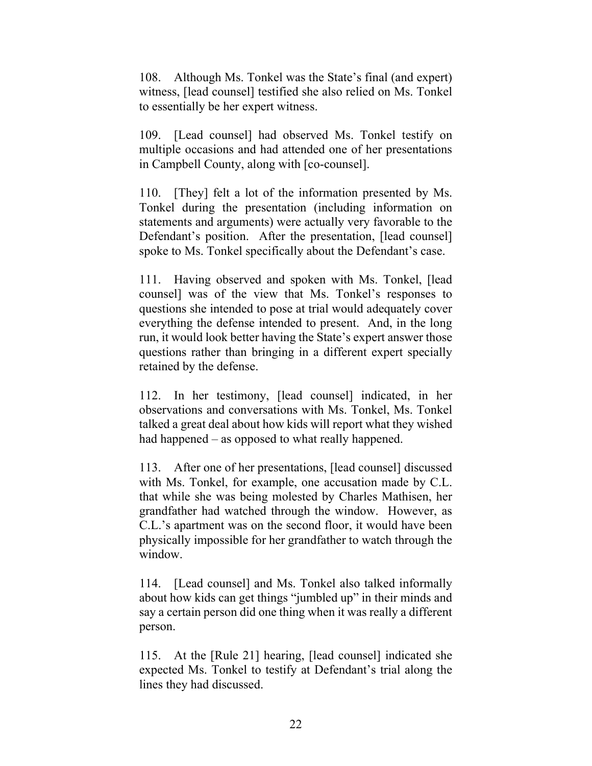108. Although Ms. Tonkel was the State's final (and expert) witness, [lead counsel] testified she also relied on Ms. Tonkel to essentially be her expert witness.

109. [Lead counsel] had observed Ms. Tonkel testify on multiple occasions and had attended one of her presentations in Campbell County, along with [co-counsel].

110. [They] felt a lot of the information presented by Ms. Tonkel during the presentation (including information on statements and arguments) were actually very favorable to the Defendant's position. After the presentation, [lead counsel] spoke to Ms. Tonkel specifically about the Defendant's case.

111. Having observed and spoken with Ms. Tonkel, [lead counsel] was of the view that Ms. Tonkel's responses to questions she intended to pose at trial would adequately cover everything the defense intended to present. And, in the long run, it would look better having the State's expert answer those questions rather than bringing in a different expert specially retained by the defense.

112. In her testimony, [lead counsel] indicated, in her observations and conversations with Ms. Tonkel, Ms. Tonkel talked a great deal about how kids will report what they wished had happened – as opposed to what really happened.

113. After one of her presentations, [lead counsel] discussed with Ms. Tonkel, for example, one accusation made by C.L. that while she was being molested by Charles Mathisen, her grandfather had watched through the window. However, as C.L.'s apartment was on the second floor, it would have been physically impossible for her grandfather to watch through the window.

114. [Lead counsel] and Ms. Tonkel also talked informally about how kids can get things "jumbled up" in their minds and say a certain person did one thing when it was really a different person.

115. At the [Rule 21] hearing, [lead counsel] indicated she expected Ms. Tonkel to testify at Defendant's trial along the lines they had discussed.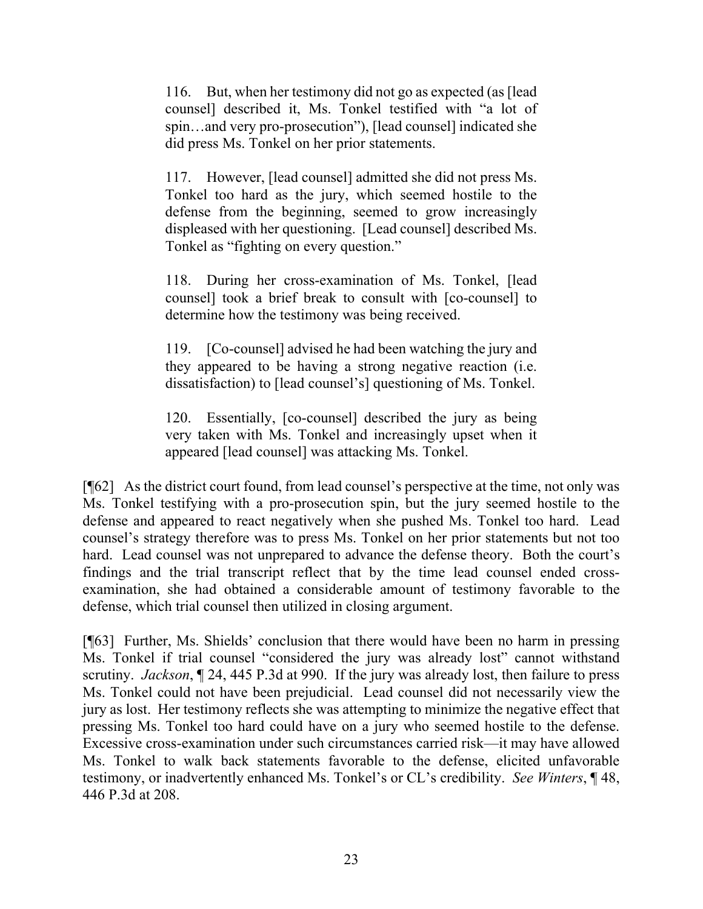> 116. But, when her testimony did not go as expected (as [lead counsel] described it, Ms. Tonkel testified with "a lot of spin…and very pro-prosecution"), [lead counsel] indicated she did press Ms. Tonkel on her prior statements.
>
> 117. However, [lead counsel] admitted she did not press Ms. Tonkel too hard as the jury, which seemed hostile to the defense from the beginning, seemed to grow increasingly displeased with her questioning. [Lead counsel] described Ms. Tonkel as "fighting on every question."
>
> 118. During her cross-examination of Ms. Tonkel, [lead counsel] took a brief break to consult with [co-counsel] to determine how the testimony was being received.
>
> 119. [Co-counsel] advised he had been watching the jury and they appeared to be having a strong negative reaction (i.e. dissatisfaction) to [lead counsel's] questioning of Ms. Tonkel.
>
> 120. Essentially, [co-counsel] described the jury as being very taken with Ms. Tonkel and increasingly upset when it appeared [lead counsel] was attacking Ms. Tonkel.

[¶62] As the district court found, from lead counsel's perspective at the time, not only was Ms. Tonkel testifying with a pro-prosecution spin, but the jury seemed hostile to the defense and appeared to react negatively when she pushed Ms. Tonkel too hard. Lead counsel's strategy therefore was to press Ms. Tonkel on her prior statements but not too hard. Lead counsel was not unprepared to advance the defense theory. Both the court's findings and the trial transcript reflect that by the time lead counsel ended cross-examination, she had obtained a considerable amount of testimony favorable to the defense, which trial counsel then utilized in closing argument.

[¶63] Further, Ms. Shields' conclusion that there would have been no harm in pressing Ms. Tonkel if trial counsel "considered the jury was already lost" cannot withstand scrutiny. *Jackson*, ¶ 24, 445 P.3d at 990. If the jury was already lost, then failure to press Ms. Tonkel could not have been prejudicial. Lead counsel did not necessarily view the jury as lost. Her testimony reflects she was attempting to minimize the negative effect that pressing Ms. Tonkel too hard could have on a jury who seemed hostile to the defense. Excessive cross-examination under such circumstances carried risk—it may have allowed Ms. Tonkel to walk back statements favorable to the defense, elicited unfavorable testimony, or inadvertently enhanced Ms. Tonkel's or CL's credibility. *See Winters*, ¶ 48, 446 P.3d at 208.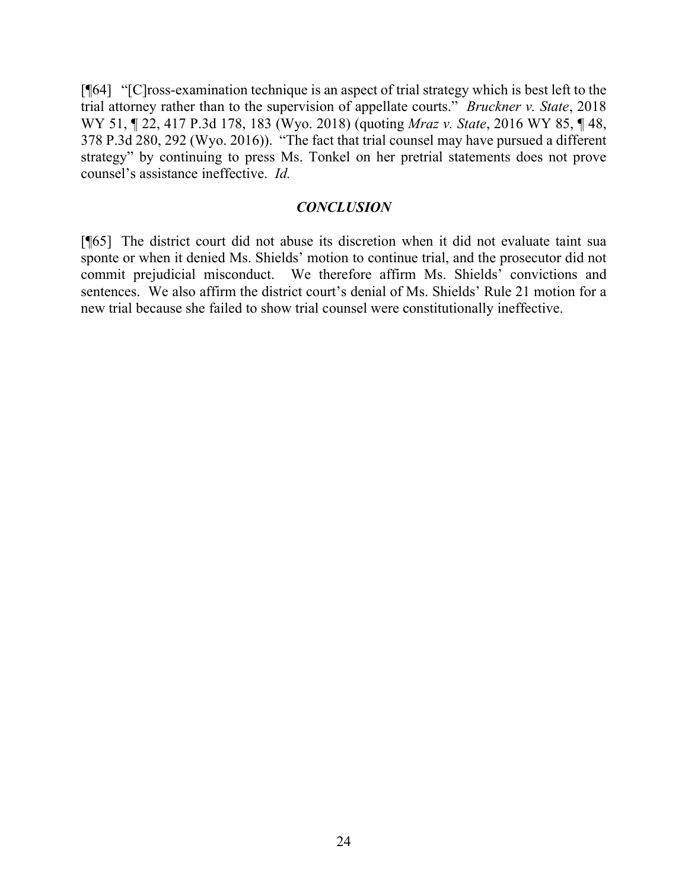[¶64] "[C]ross-examination technique is an aspect of trial strategy which is best left to the trial attorney rather than to the supervision of appellate courts." *Bruckner v. State*, 2018 WY 51, ¶ 22, 417 P.3d 178, 183 (Wyo. 2018) (quoting *Mraz v. State*, 2016 WY 85, ¶ 48, 378 P.3d 280, 292 (Wyo. 2016)). "The fact that trial counsel may have pursued a different strategy" by continuing to press Ms. Tonkel on her pretrial statements does not prove counsel's assistance ineffective. *Id.*

## *CONCLUSION*

[¶65] The district court did not abuse its discretion when it did not evaluate taint sua sponte or when it denied Ms. Shields' motion to continue trial, and the prosecutor did not commit prejudicial misconduct. We therefore affirm Ms. Shields' convictions and sentences. We also affirm the district court's denial of Ms. Shields' Rule 21 motion for a new trial because she failed to show trial counsel were constitutionally ineffective.